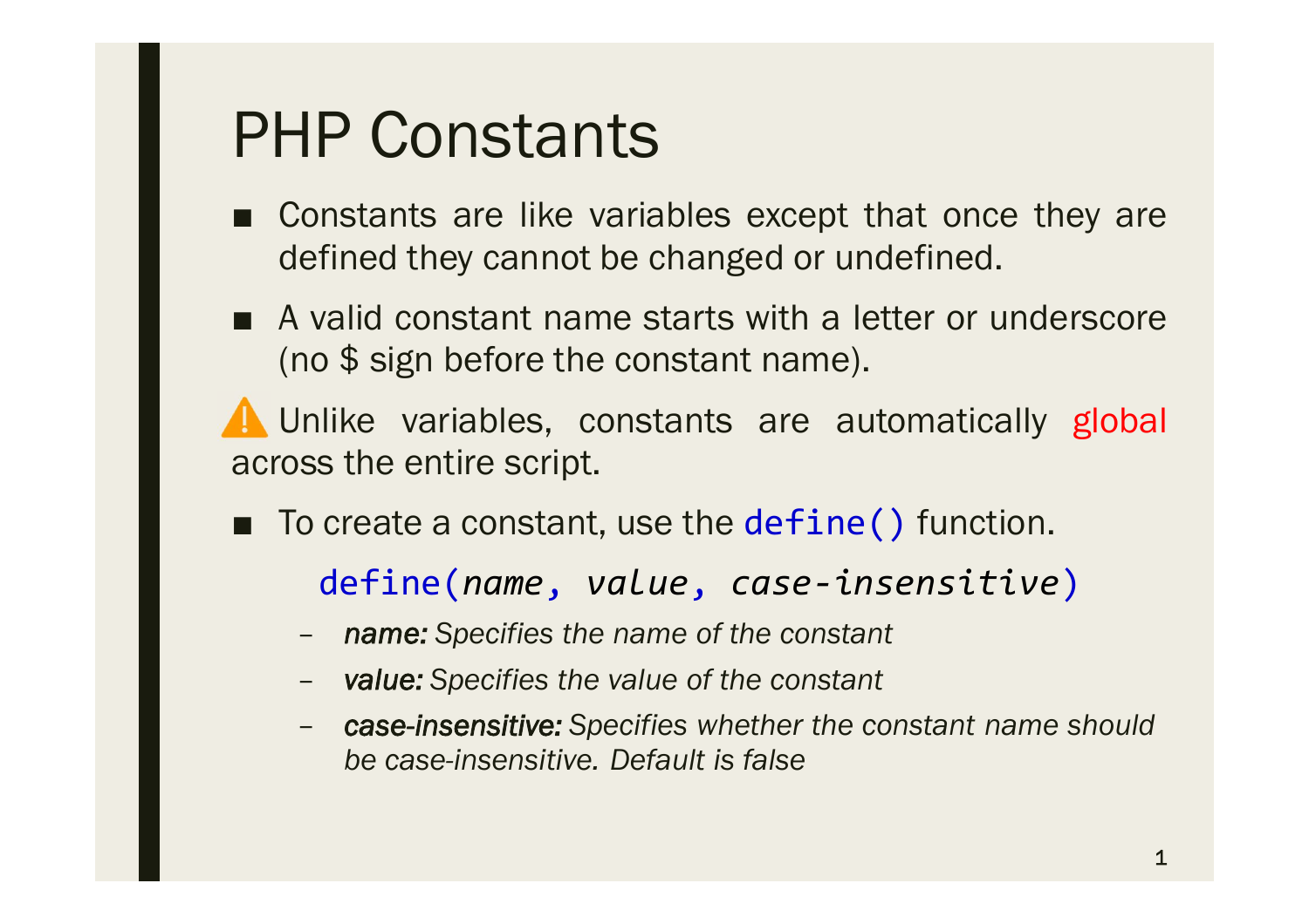# PHP Constants

- Constants are like variables except that once they are defined they cannot be changed or undefined.
- A valid constant name starts with a letter or underscore (no $ sign before the constant name).

⚠️ Unlike variables, constants are automatically global across the entire script.

- To create a constant, use the `define()` function.

```
define(name, value, case-insensitive)
```

  – ***name:*** *Specifies the name of the constant*
  – ***value:*** *Specifies the value of the constant*
  – ***case-insensitive:*** *Specifies whether the constant name should be case-insensitive. Default is false*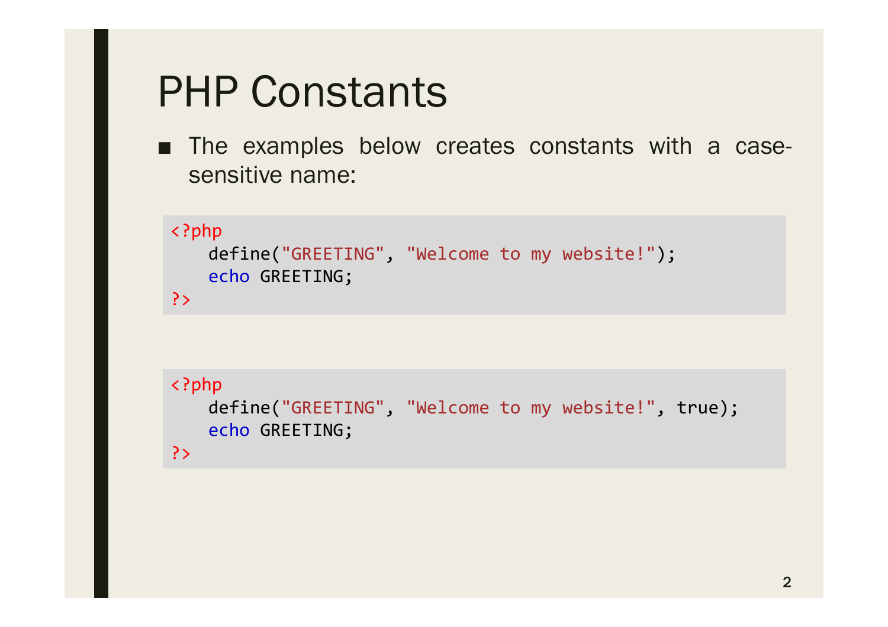# PHP Constants

- The examples below creates constants with a case-sensitive name:

```php
<?php
   define("GREETING", "Welcome to my website!");
   echo GREETING;
?>
```

```php
<?php
   define("GREETING", "Welcome to my website!", true);
   echo GREETING;
?>
```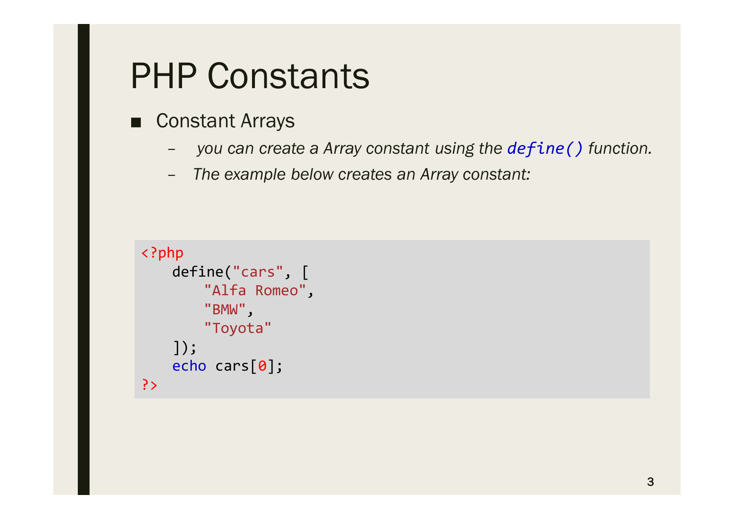# PHP Constants

- Constant Arrays
  - *you can create a Array constant using the* ***`define()`*** *function.*
  - *The example below creates an Array constant:*

```php
<?php
    define("cars", [
        "Alfa Romeo",
        "BMW",
        "Toyota"
    ]);
    echo cars[0];
?>
```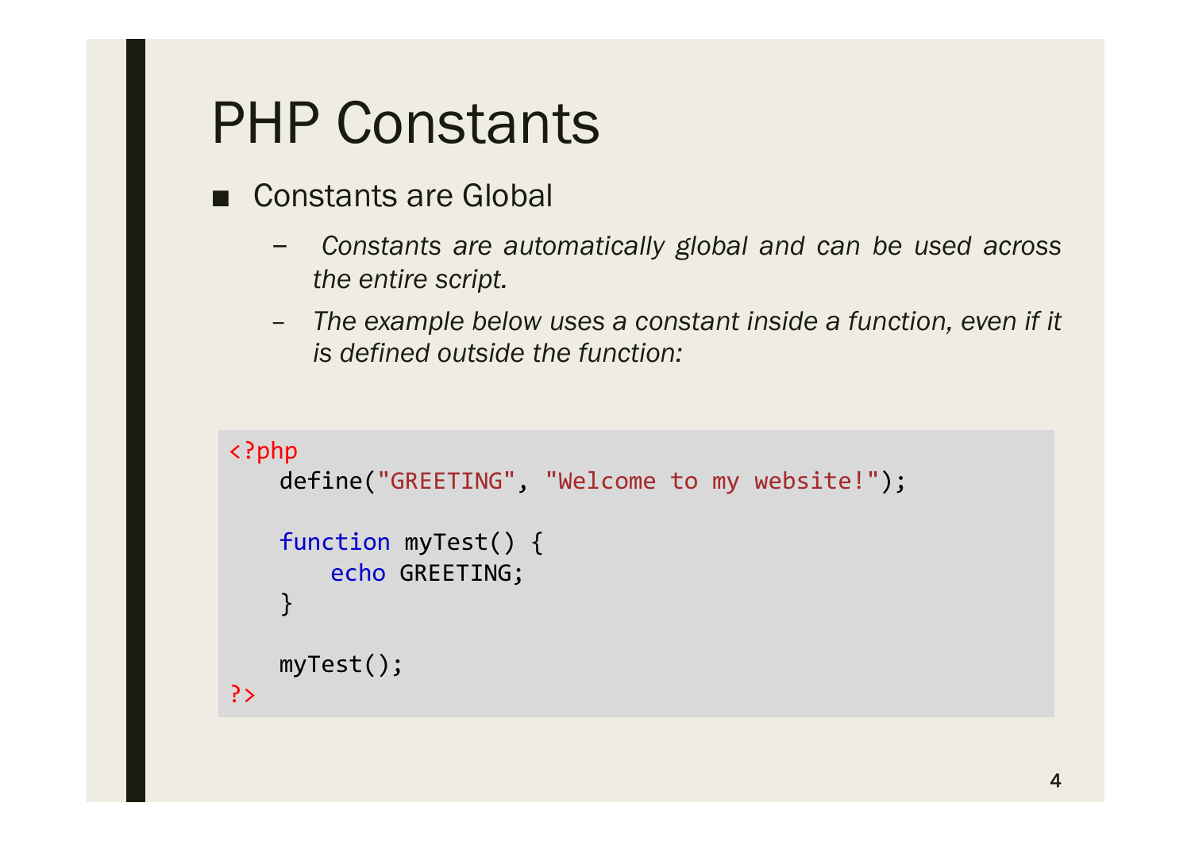# PHP Constants

- Constants are Global
  - *Constants are automatically global and can be used across the entire script.*
  - *The example below uses a constant inside a function, even if it is defined outside the function:*

```
<?php
   define("GREETING", "Welcome to my website!");

   function myTest() {
       echo GREETING;
   }

   myTest();
?>
```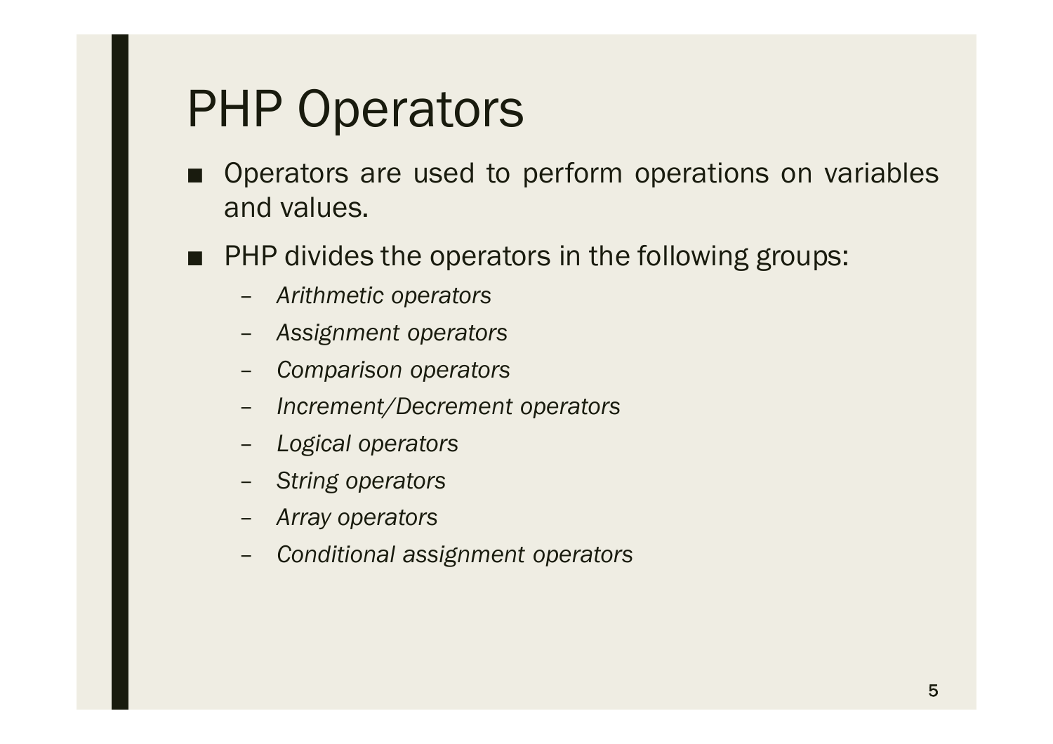# PHP Operators

- Operators are used to perform operations on variables and values.
- PHP divides the operators in the following groups:
  - *Arithmetic operators*
  - *Assignment operators*
  - *Comparison operators*
  - *Increment/Decrement operators*
  - *Logical operators*
  - *String operators*
  - *Array operators*
  - *Conditional assignment operators*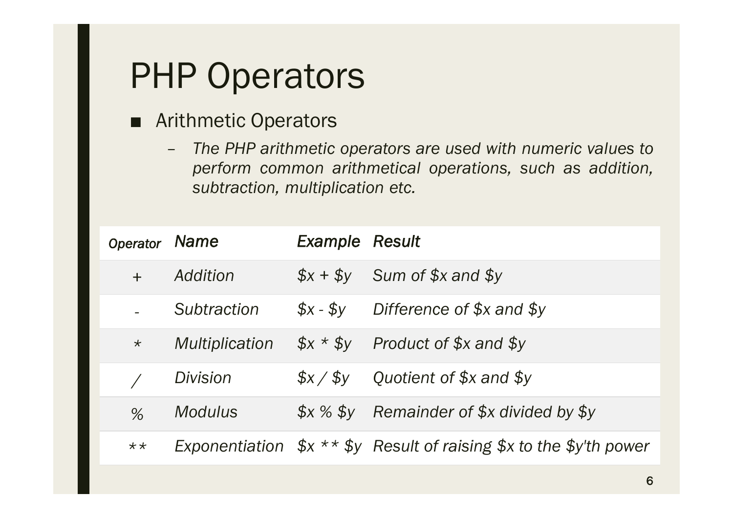# PHP Operators

- Arithmetic Operators
  - *The PHP arithmetic operators are used with numeric values to perform common arithmetical operations, such as addition, subtraction, multiplication etc.*

| *Operator* | *Name* | *Example* | *Result* |
|---|---|---|---|
| + | *Addition* | *$x + $y* | *Sum of $x and $y* |
| - | *Subtraction* | *$x - $y* | *Difference of $x and $y* |
| * | *Multiplication* | *$x * $y* | *Product of $x and $y* |
| / | *Division* | *$x / $y* | *Quotient of $x and $y* |
| % | *Modulus* | *$x % $y* | *Remainder of $x divided by $y* |
| ** | *Exponentiation* | *$x ** $y* | *Result of raising $x to the $y'th power* |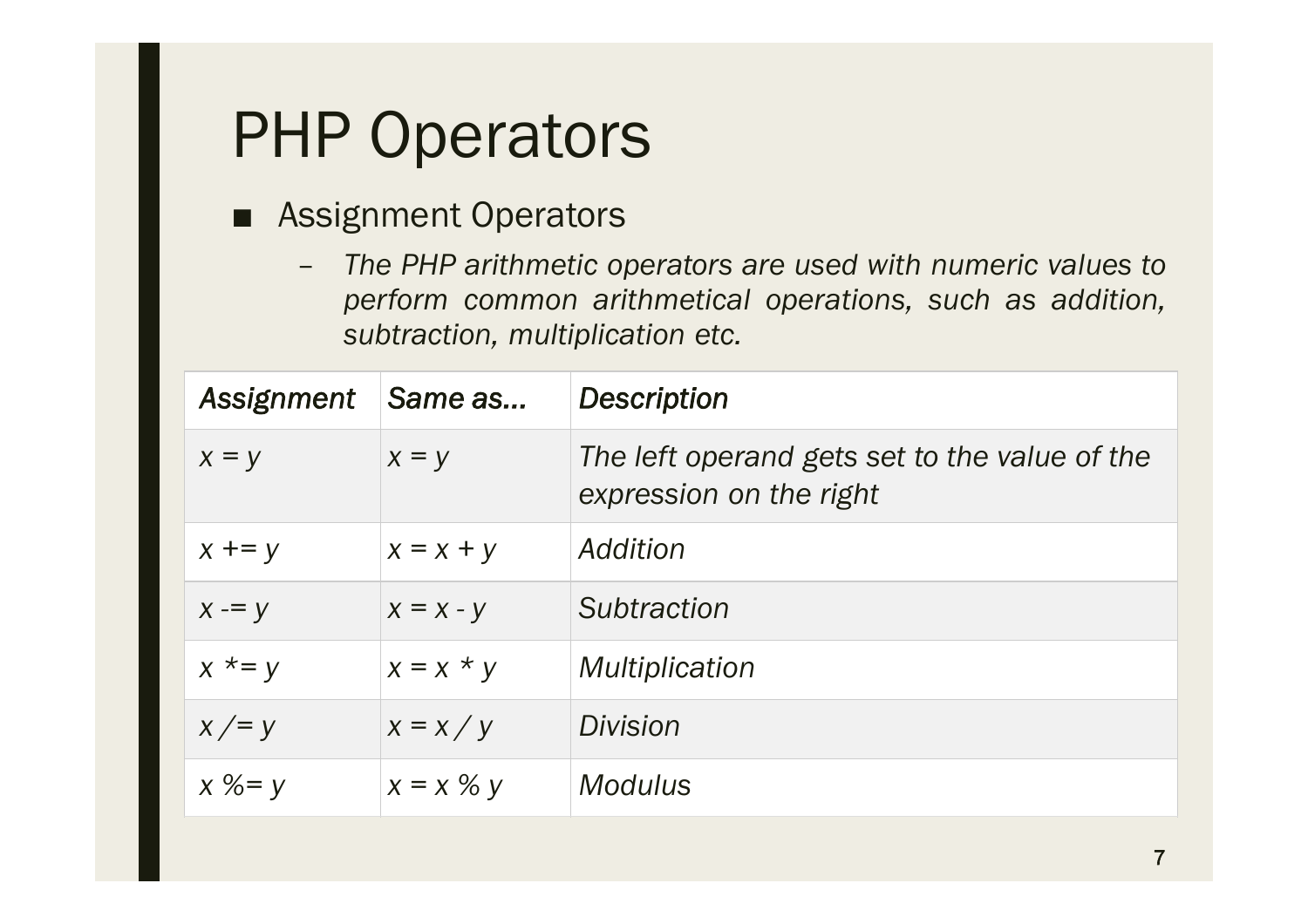# PHP Operators

- Assignment Operators
  - *The PHP arithmetic operators are used with numeric values to perform common arithmetical operations, such as addition, subtraction, multiplication etc.*

| *Assignment* | *Same as...* | *Description* |
|---|---|---|
| *x = y* | *x = y* | *The left operand gets set to the value of the expression on the right* |
| *x += y* | *x = x + y* | *Addition* |
| *x -= y* | *x = x - y* | *Subtraction* |
| *x *= y* | *x = x * y* | *Multiplication* |
| *x /= y* | *x = x / y* | *Division* |
| *x %= y* | *x = x % y* | *Modulus* |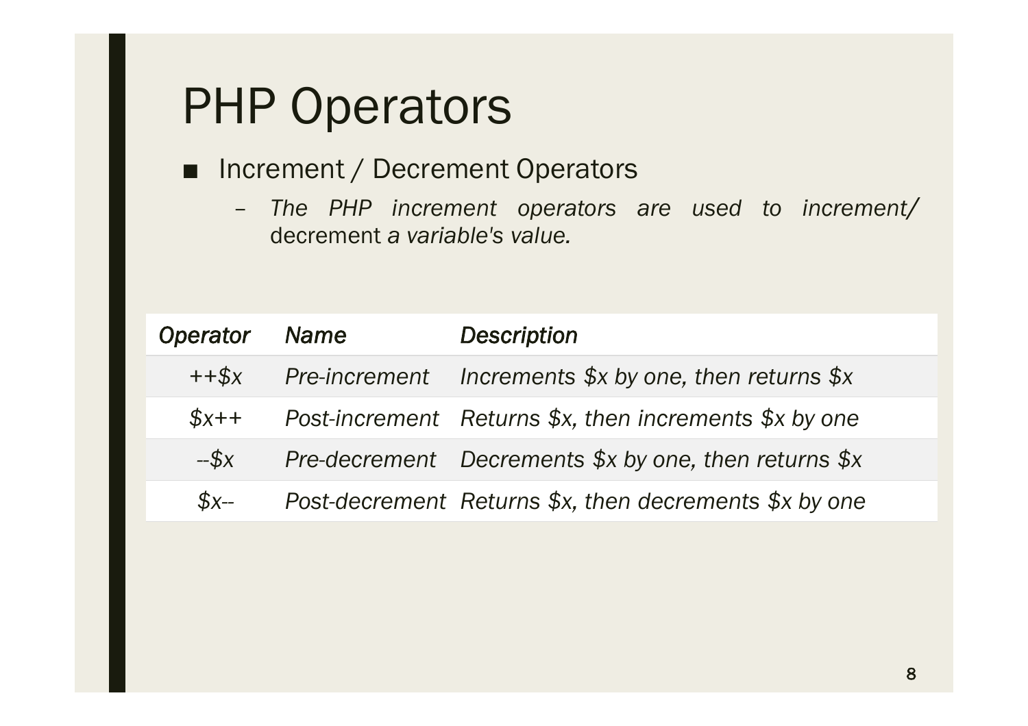# PHP Operators

- Increment / Decrement Operators
  - *The PHP increment operators are used to increment/* decrement *a variable's value.*

| *Operator* | *Name* | *Description* |
|---|---|---|
| *++$x* | *Pre-increment* | *Increments $x by one, then returns $x* |
| *$x++* | *Post-increment* | *Returns $x, then increments $x by one* |
| *--$x* | *Pre-decrement* | *Decrements $x by one, then returns $x* |
| *$x--* | *Post-decrement* | *Returns $x, then decrements $x by one* |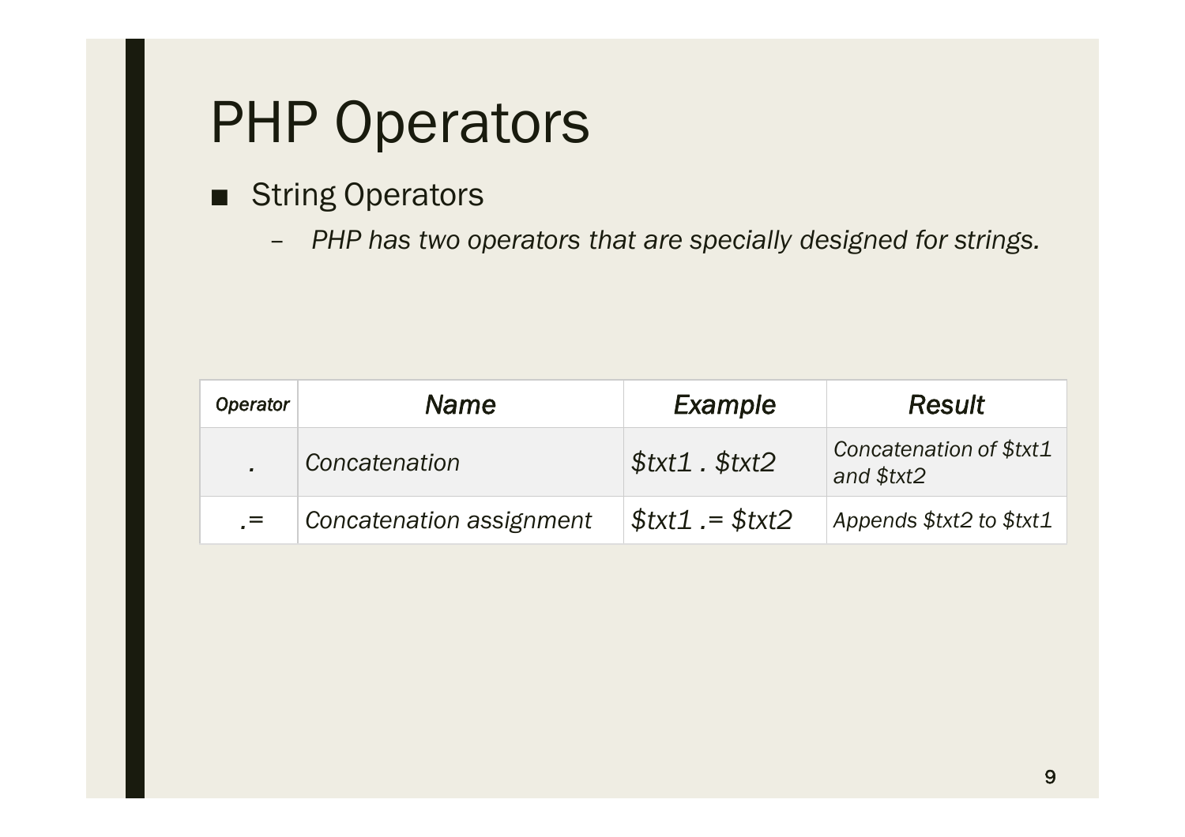# PHP Operators

- String Operators
  - *PHP has two operators that are specially designed for strings.*

| *Operator* | *Name* | *Example* | *Result* |
| --- | --- | --- | --- |
| . | *Concatenation* | *$txt1 . $txt2* | *Concatenation of $txt1 and $txt2* |
| .= | *Concatenation assignment* | *$txt1 .= $txt2* | *Appends $txt2 to $txt1* |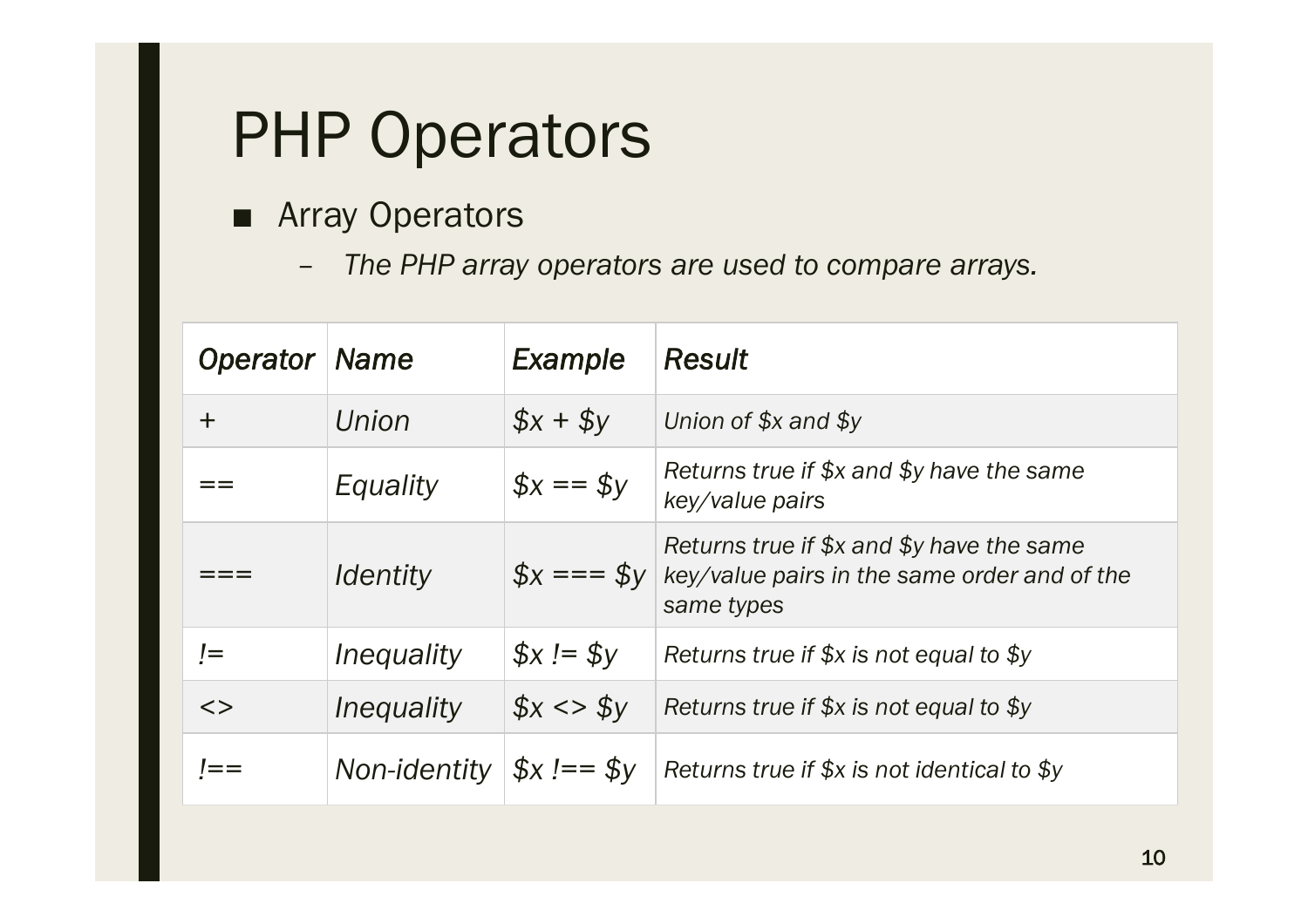# PHP Operators

- Array Operators
  - *The PHP array operators are used to compare arrays.*

| *Operator* | *Name* | *Example* | *Result* |
| --- | --- | --- | --- |
| + | *Union* | *$x + $y* | *Union of $x and $y* |
| == | *Equality* | *$x == $y* | *Returns true if $x and $y have the same key/value pairs* |
| === | *Identity* | *$x === $y* | *Returns true if $x and $y have the same key/value pairs in the same order and of the same types* |
| != | *Inequality* | *$x != $y* | *Returns true if $x is not equal to $y* |
| <> | *Inequality* | *$x <> $y* | *Returns true if $x is not equal to $y* |
| !== | *Non-identity* | *$x !== $y* | *Returns true if $x is not identical to $y* |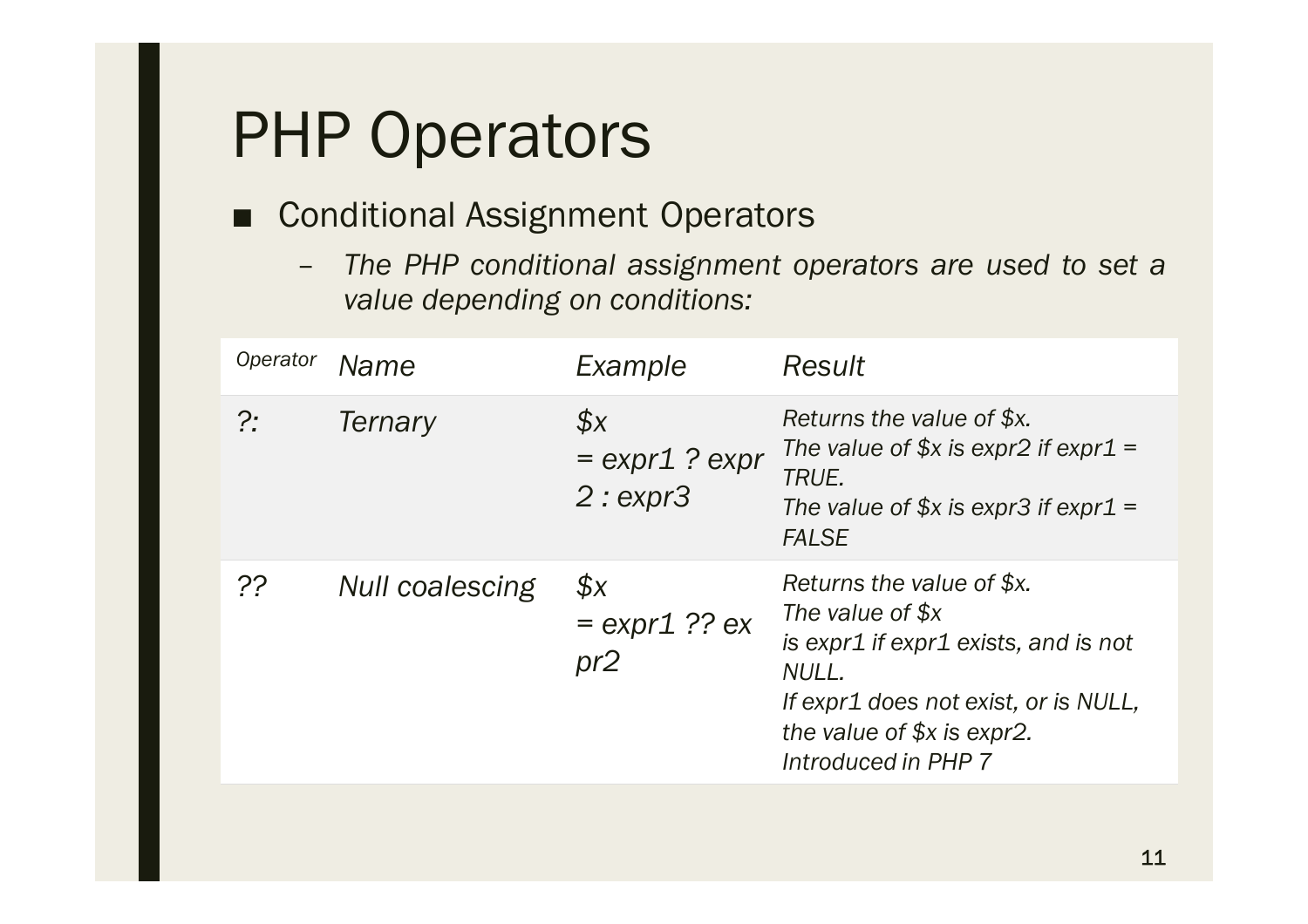# PHP Operators

- Conditional Assignment Operators
  - *The PHP conditional assignment operators are used to set a value depending on conditions:*

| *Operator* | *Name* | *Example* | *Result* |
|---|---|---|---|
| *?:* | *Ternary* | *$x = expr1 ? expr2 : expr3* | *Returns the value of $x.*<br>*The value of $x is expr2 if expr1 = TRUE.*<br>*The value of $x is expr3 if expr1 = FALSE* |
| *??* | *Null coalescing* | *$x = expr1 ?? expr2* | *Returns the value of $x.*<br>*The value of $x is expr1 if expr1 exists, and is not NULL.*<br>*If expr1 does not exist, or is NULL, the value of $x is expr2.*<br>*Introduced in PHP 7* |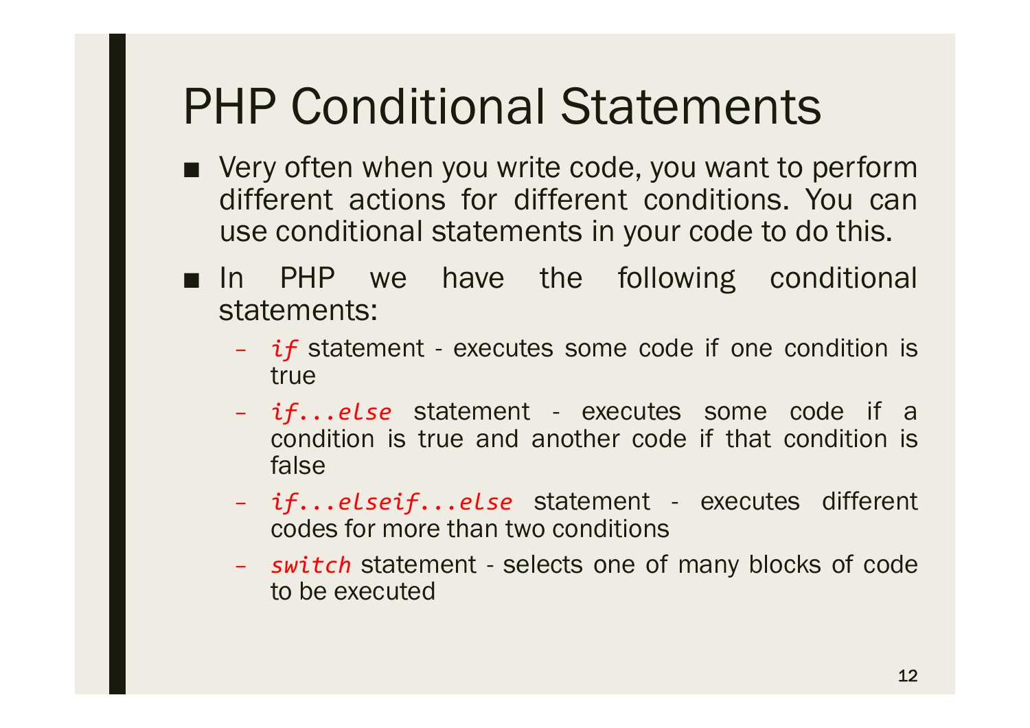# PHP Conditional Statements

- Very often when you write code, you want to perform different actions for different conditions. You can use conditional statements in your code to do this.
- In PHP we have the following conditional statements:
  - *if* statement - executes some code if one condition is true
  - *if...else* statement - executes some code if a condition is true and another code if that condition is false
  - *if...elseif...else* statement - executes different codes for more than two conditions
  - *switch* statement - selects one of many blocks of code to be executed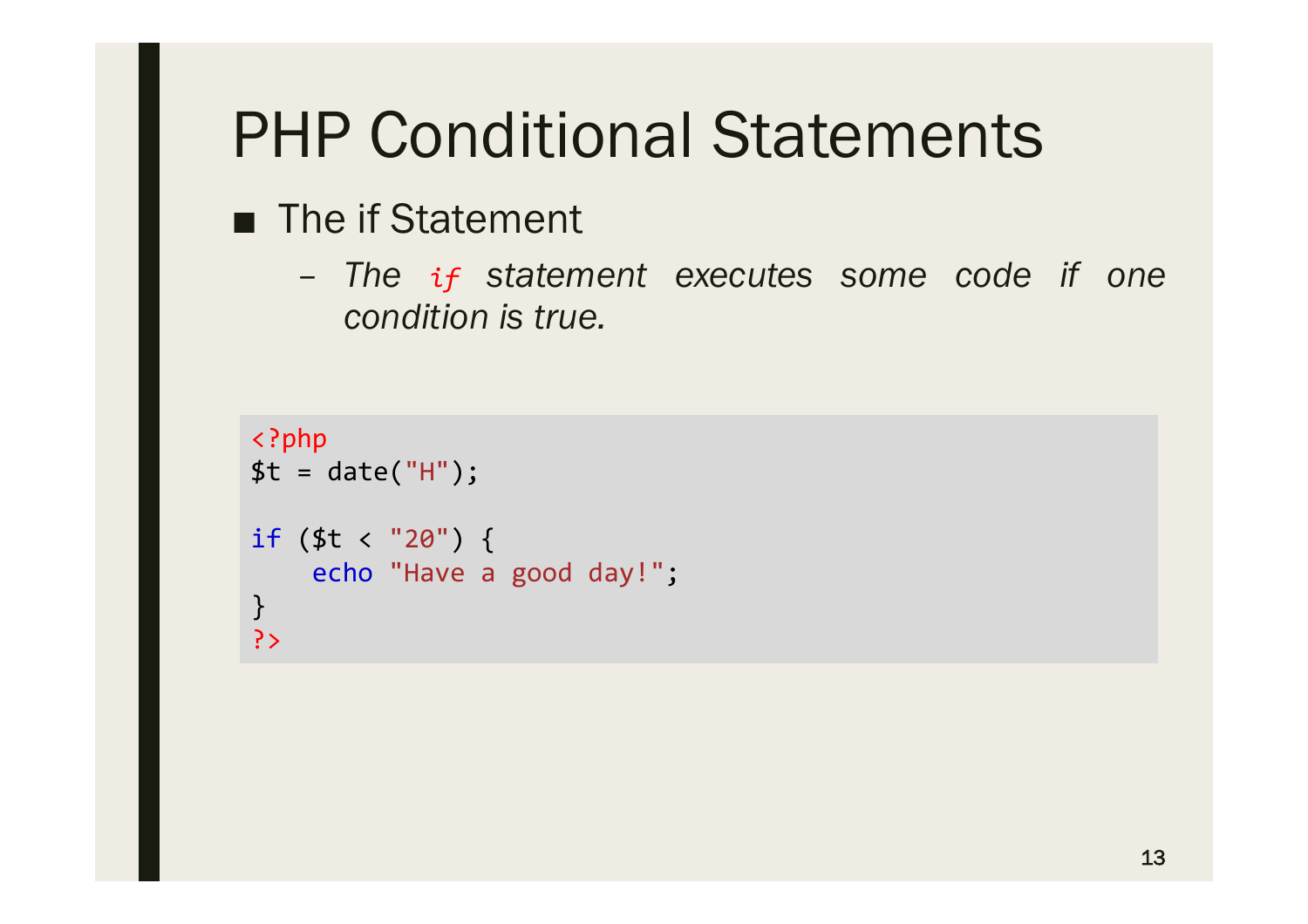# PHP Conditional Statements

- The if Statement
  - *The `if` statement executes some code if one condition is true.*

```php
<?php
$t = date("H");

if ($t < "20") {
    echo "Have a good day!";
}
?>
```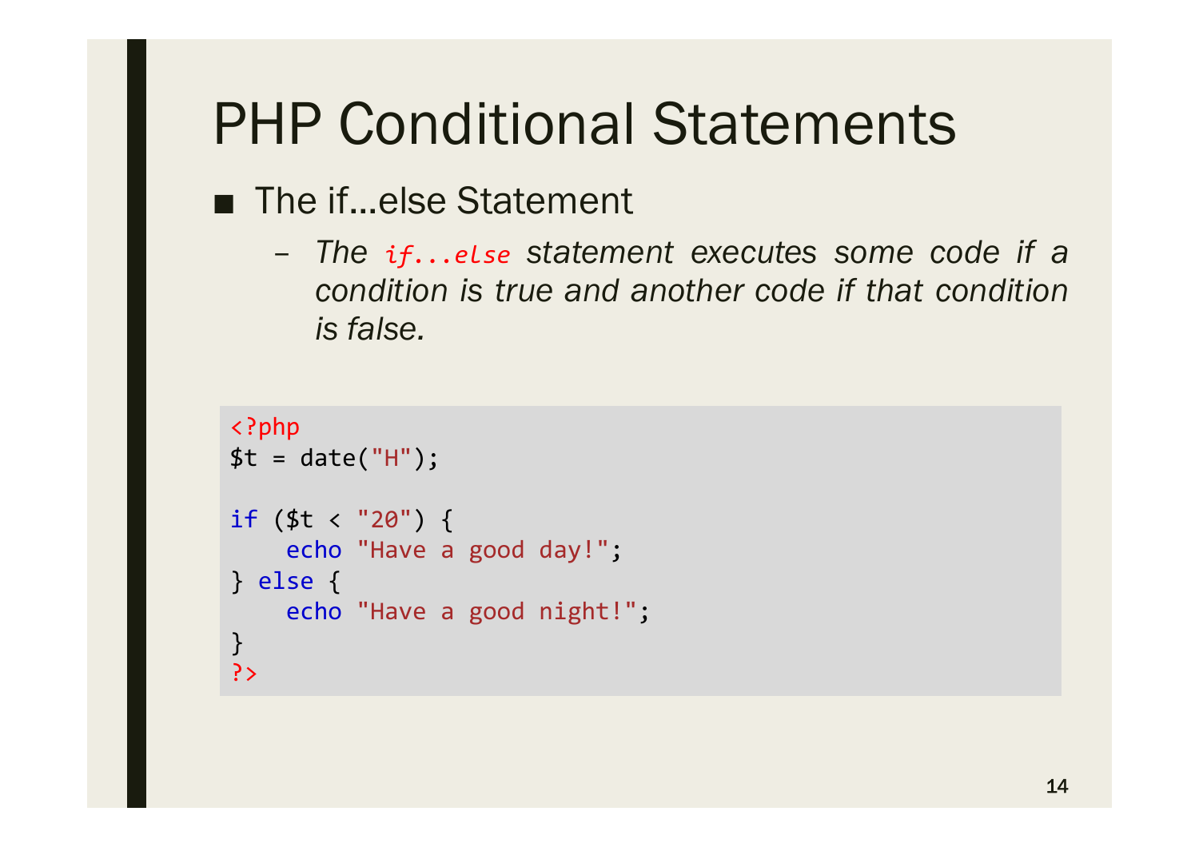# PHP Conditional Statements

- The if...else Statement
  - *The `if...else` statement executes some code if a condition is true and another code if that condition is false.*

```php
<?php
$t = date("H");

if ($t < "20") {
    echo "Have a good day!";
} else {
    echo "Have a good night!";
}
?>
```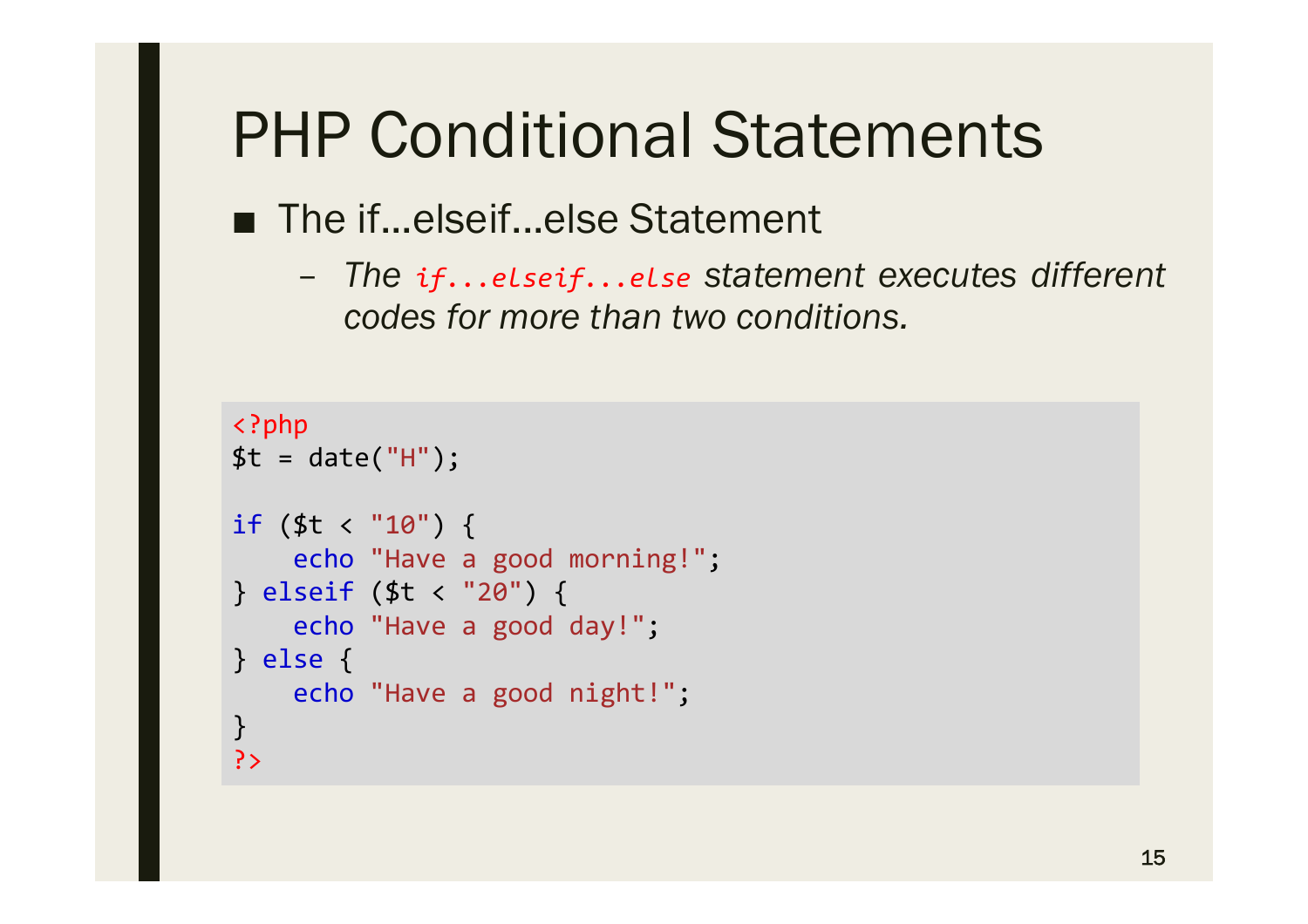# PHP Conditional Statements

- The if...elseif...else Statement
  - *The `if...elseif...else` statement executes different codes for more than two conditions.*

```php
<?php
$t = date("H");

if ($t < "10") {
    echo "Have a good morning!";
} elseif ($t < "20") {
    echo "Have a good day!";
} else {
    echo "Have a good night!";
}
?>
```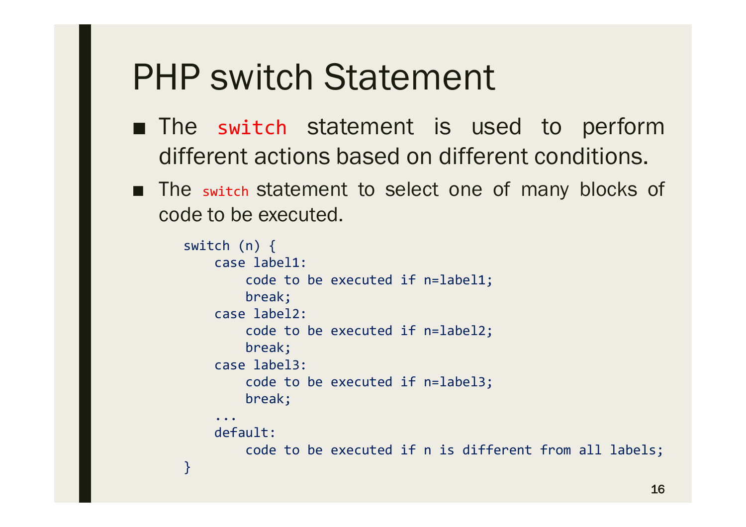# PHP switch Statement

- The `switch` statement is used to perform different actions based on different conditions.
- The `switch` statement to select one of many blocks of code to be executed.

```
switch (n) {
    case label1:
        code to be executed if n=label1;
        break;
    case label2:
        code to be executed if n=label2;
        break;
    case label3:
        code to be executed if n=label3;
        break;
    ...
    default:
        code to be executed if n is different from all labels;
}
```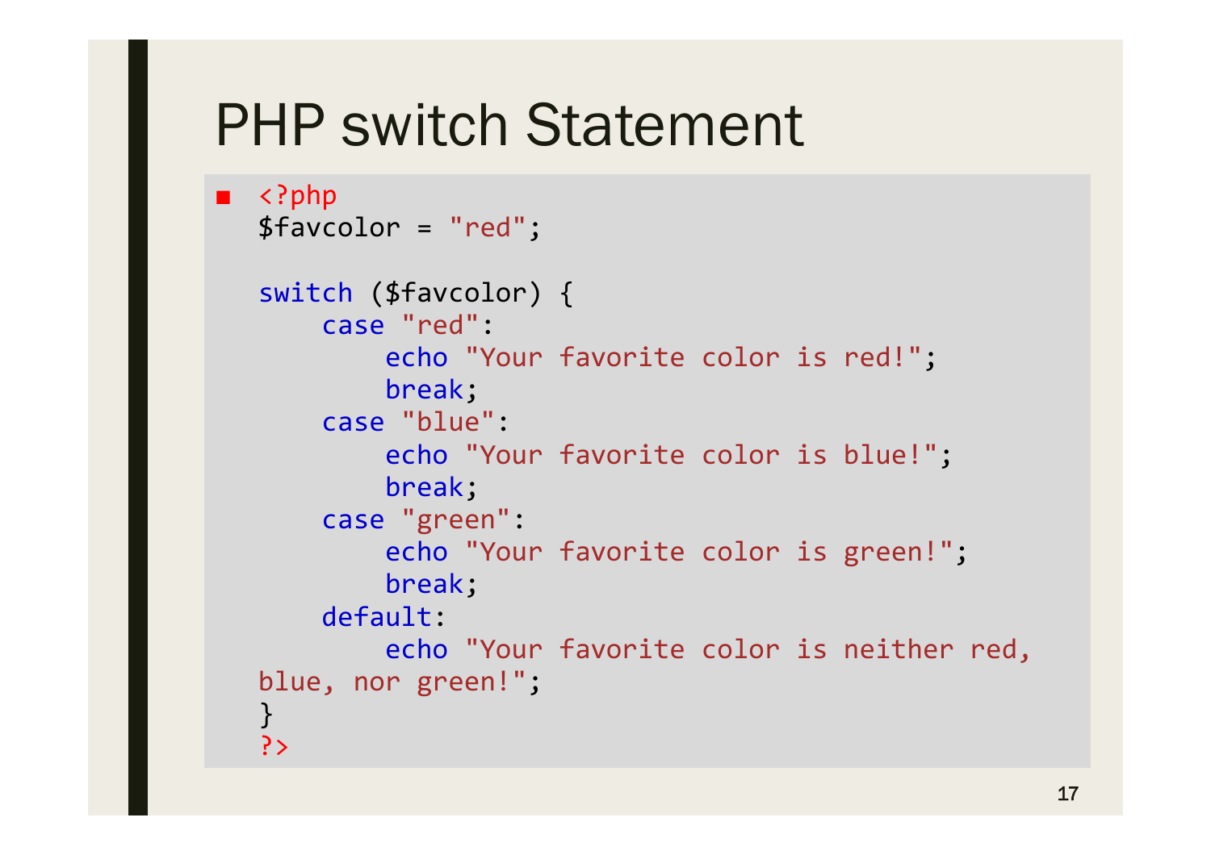# PHP switch Statement

```php
<?php
$favcolor = "red";

switch ($favcolor) {
    case "red":
        echo "Your favorite color is red!";
        break;
    case "blue":
        echo "Your favorite color is blue!";
        break;
    case "green":
        echo "Your favorite color is green!";
        break;
    default:
        echo "Your favorite color is neither red, blue, nor green!";
}
?>
```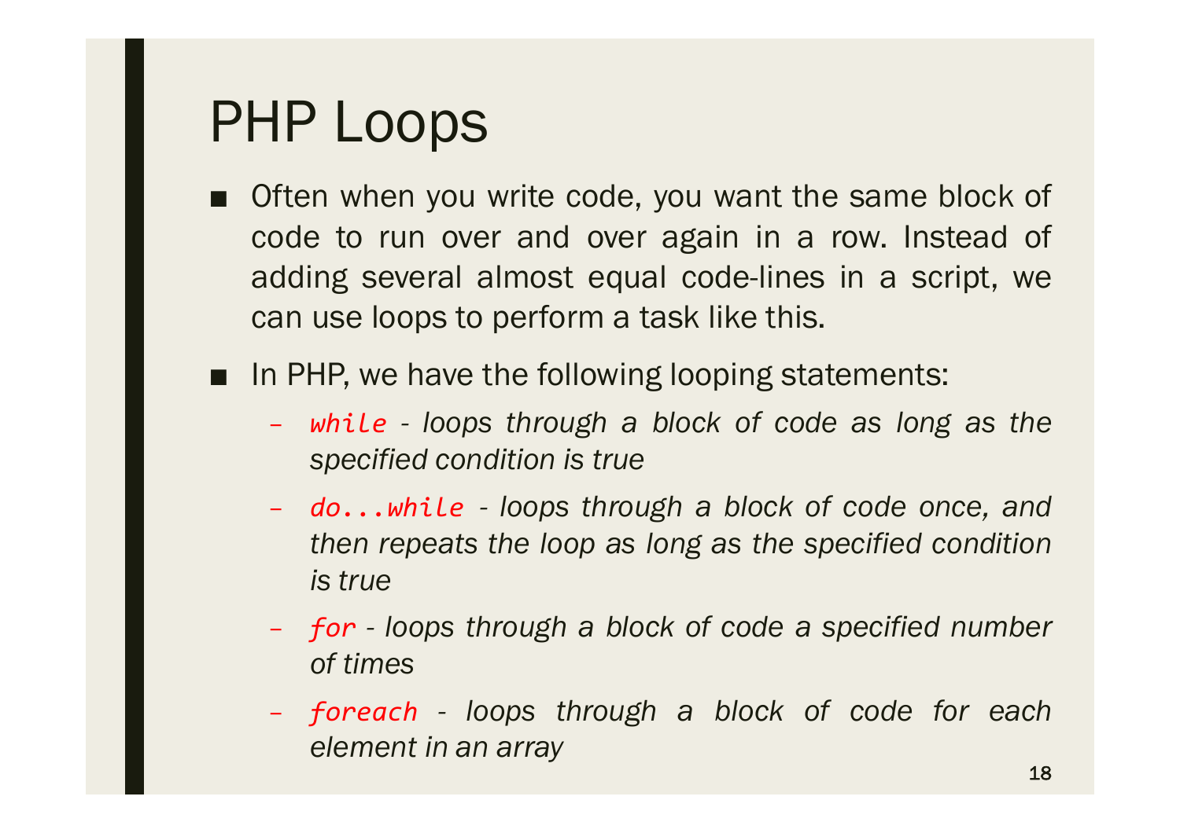# PHP Loops

- Often when you write code, you want the same block of code to run over and over again in a row. Instead of adding several almost equal code-lines in a script, we can use loops to perform a task like this.
- In PHP, we have the following looping statements:
  - `while` - *loops through a block of code as long as the specified condition is true*
  - `do...while` - *loops through a block of code once, and then repeats the loop as long as the specified condition is true*
  - `for` - *loops through a block of code a specified number of times*
  - `foreach` - *loops through a block of code for each element in an array*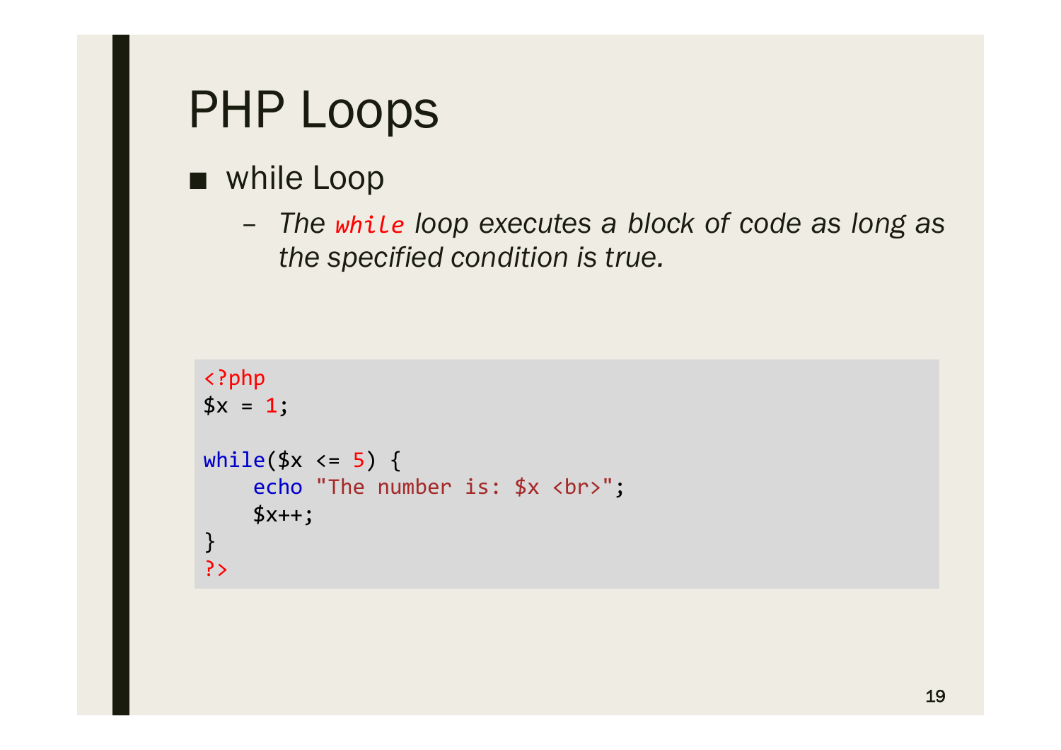# PHP Loops

- while Loop
  - *The `while` loop executes a block of code as long as the specified condition is true.*

```
<?php
$x = 1;

while($x <= 5) {
    echo "The number is: $x <br>";
    $x++;
}
?>
```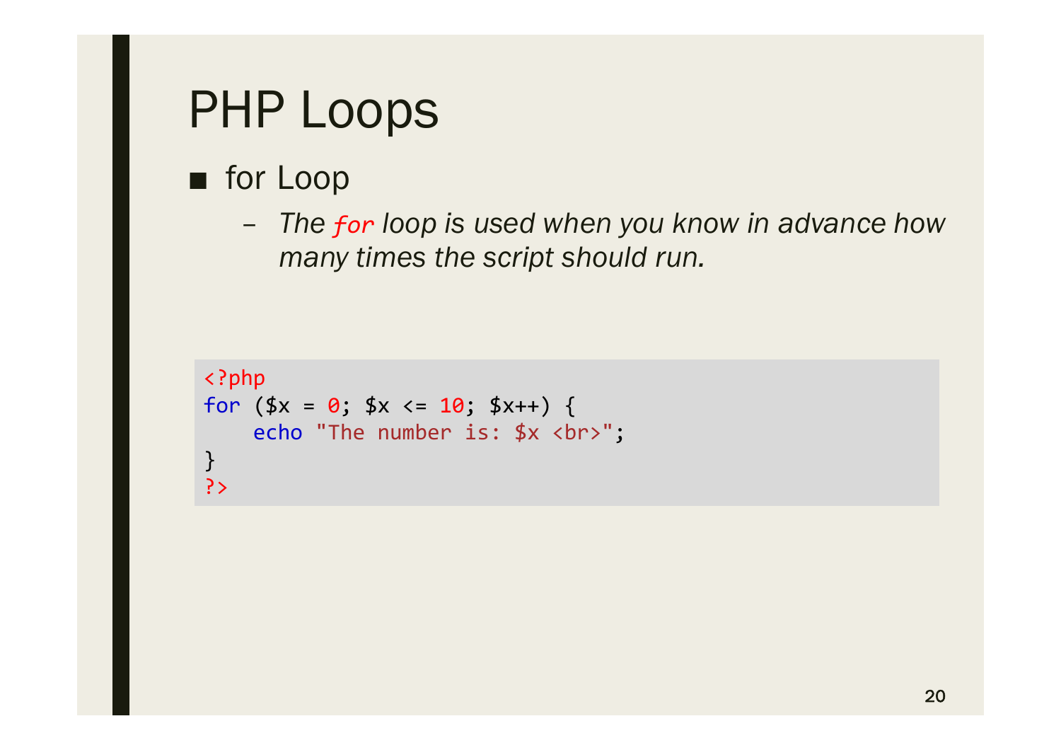# PHP Loops

- for Loop
  - *The `for` loop is used when you know in advance how many times the script should run.*

```php
<?php
for ($x = 0; $x <= 10; $x++) {
    echo "The number is: $x <br>";
}
?>
```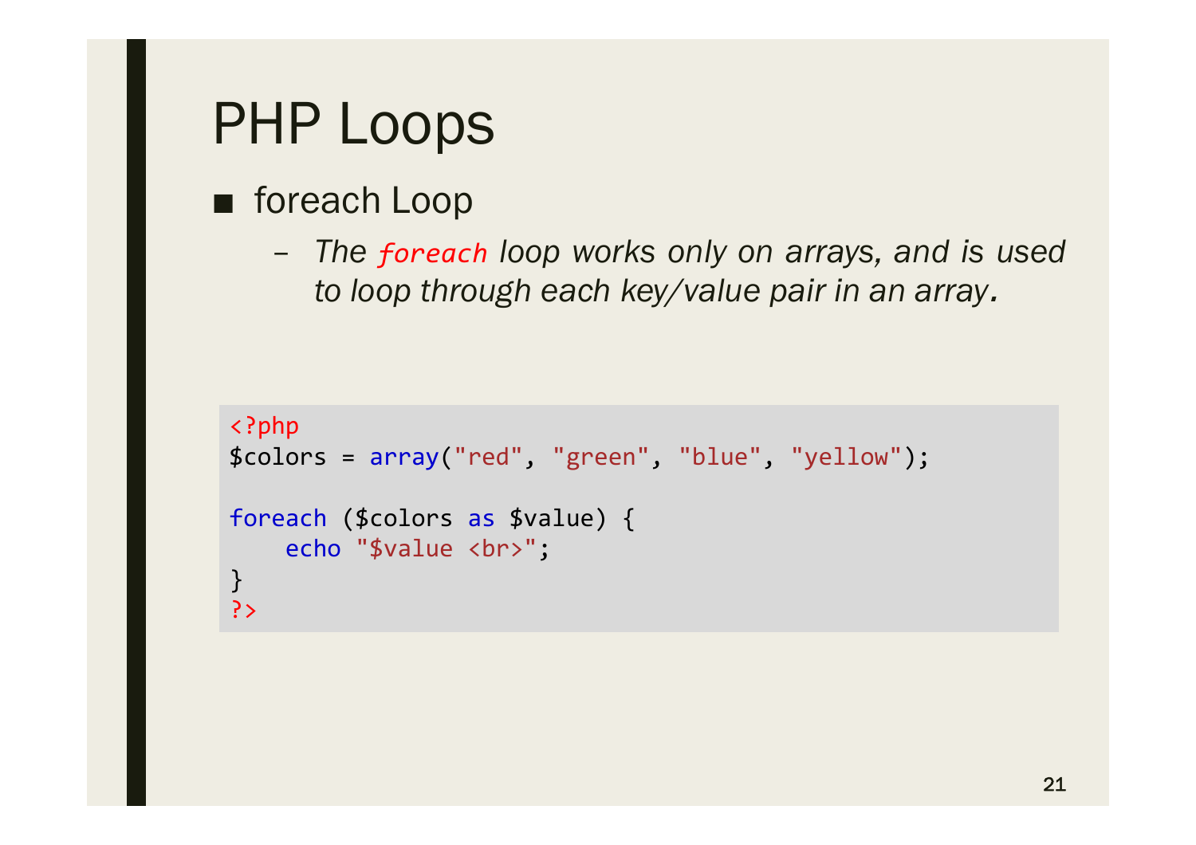# PHP Loops

- foreach Loop
  - *The `foreach` loop works only on arrays, and is used to loop through each key/value pair in an array.*

```php
<?php
$colors = array("red", "green", "blue", "yellow");

foreach ($colors as $value) {
    echo "$value <br>";
}
?>
```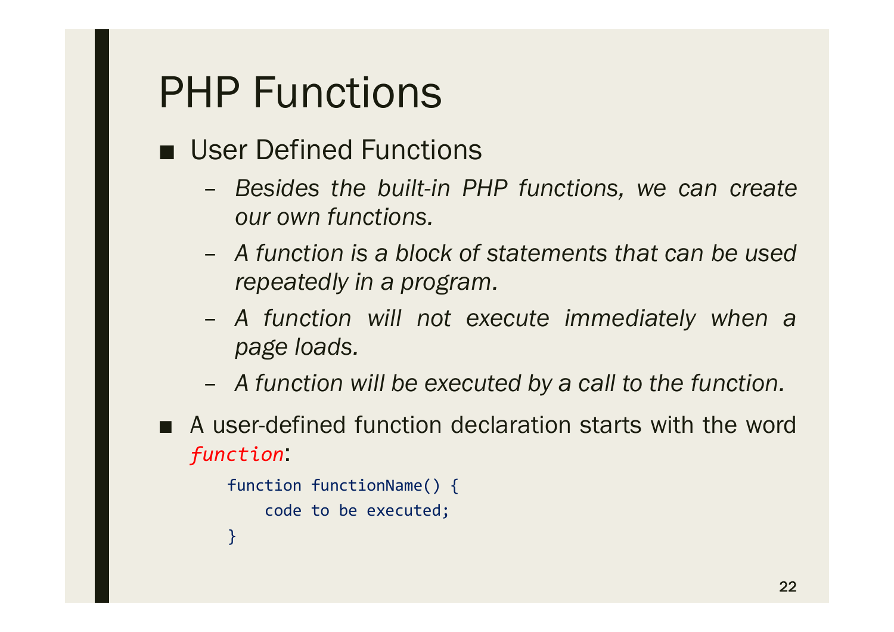# PHP Functions

- User Defined Functions
  - *Besides the built-in PHP functions, we can create our own functions.*
  - *A function is a block of statements that can be used repeatedly in a program.*
  - *A function will not execute immediately when a page loads.*
  - *A function will be executed by a call to the function.*
- A user-defined function declaration starts with the word *function*:

```
function functionName() {
    code to be executed;
}
```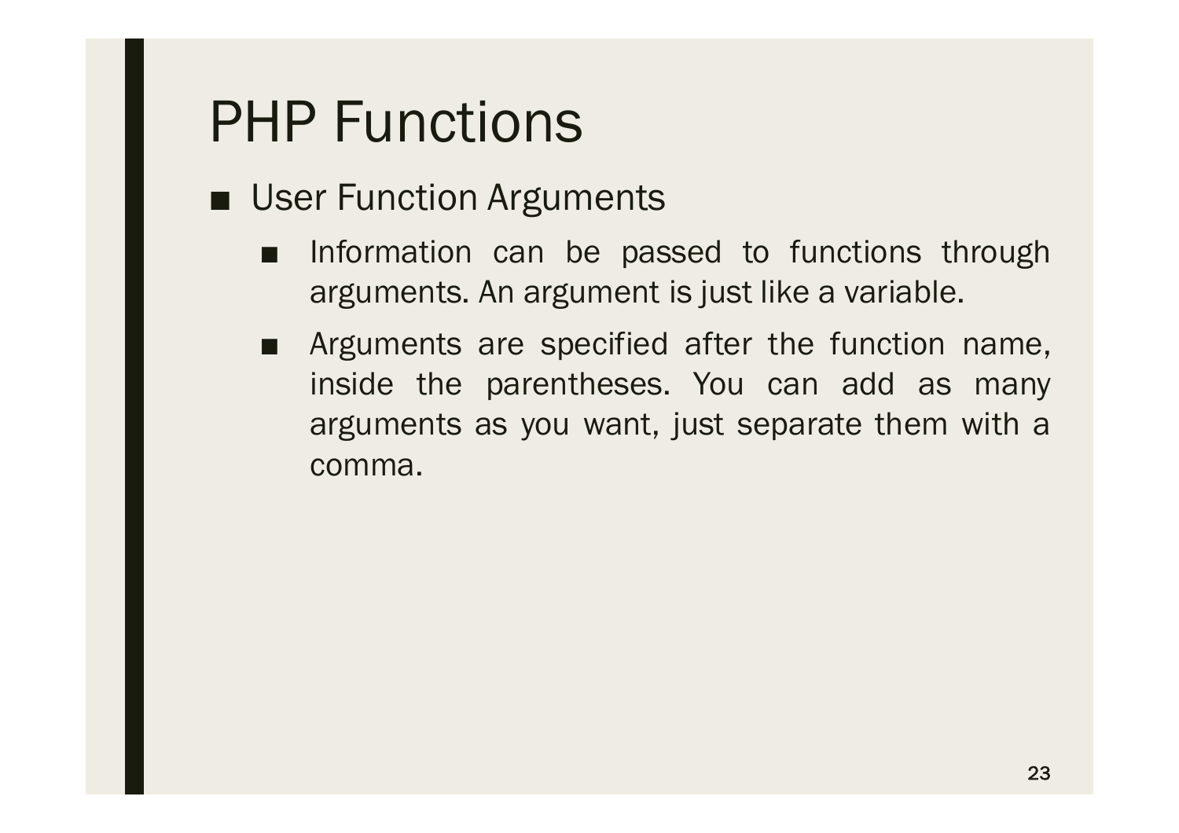# PHP Functions

- User Function Arguments
  - Information can be passed to functions through arguments. An argument is just like a variable.
  - Arguments are specified after the function name, inside the parentheses. You can add as many arguments as you want, just separate them with a comma.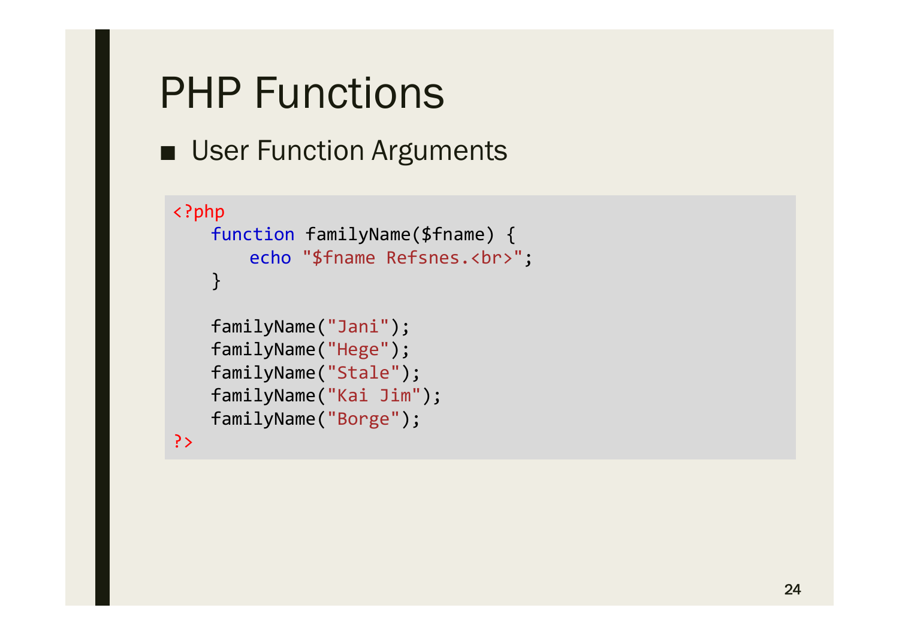# PHP Functions

- User Function Arguments

```php
<?php
    function familyName($fname) {
        echo "$fname Refsnes.<br>";
    }

    familyName("Jani");
    familyName("Hege");
    familyName("Stale");
    familyName("Kai Jim");
    familyName("Borge");
?>
```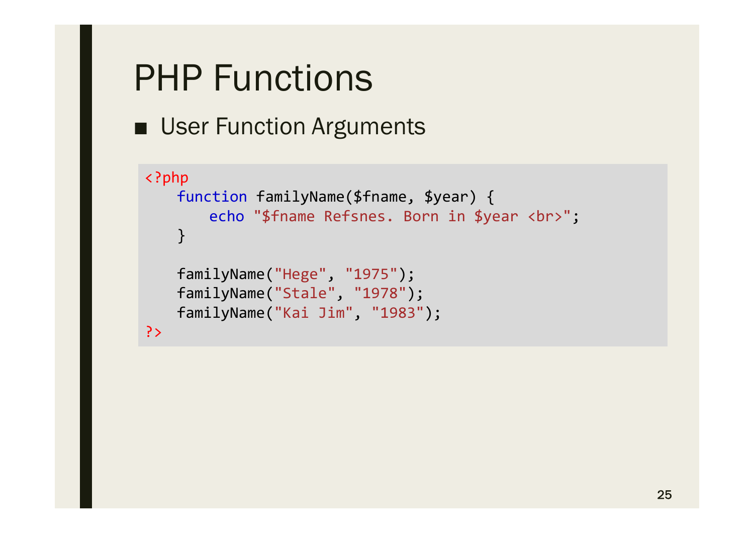# PHP Functions

- User Function Arguments

```php
<?php
    function familyName($fname, $year) {
        echo "$fname Refsnes. Born in $year <br>";
    }

    familyName("Hege", "1975");
    familyName("Stale", "1978");
    familyName("Kai Jim", "1983");
?>
```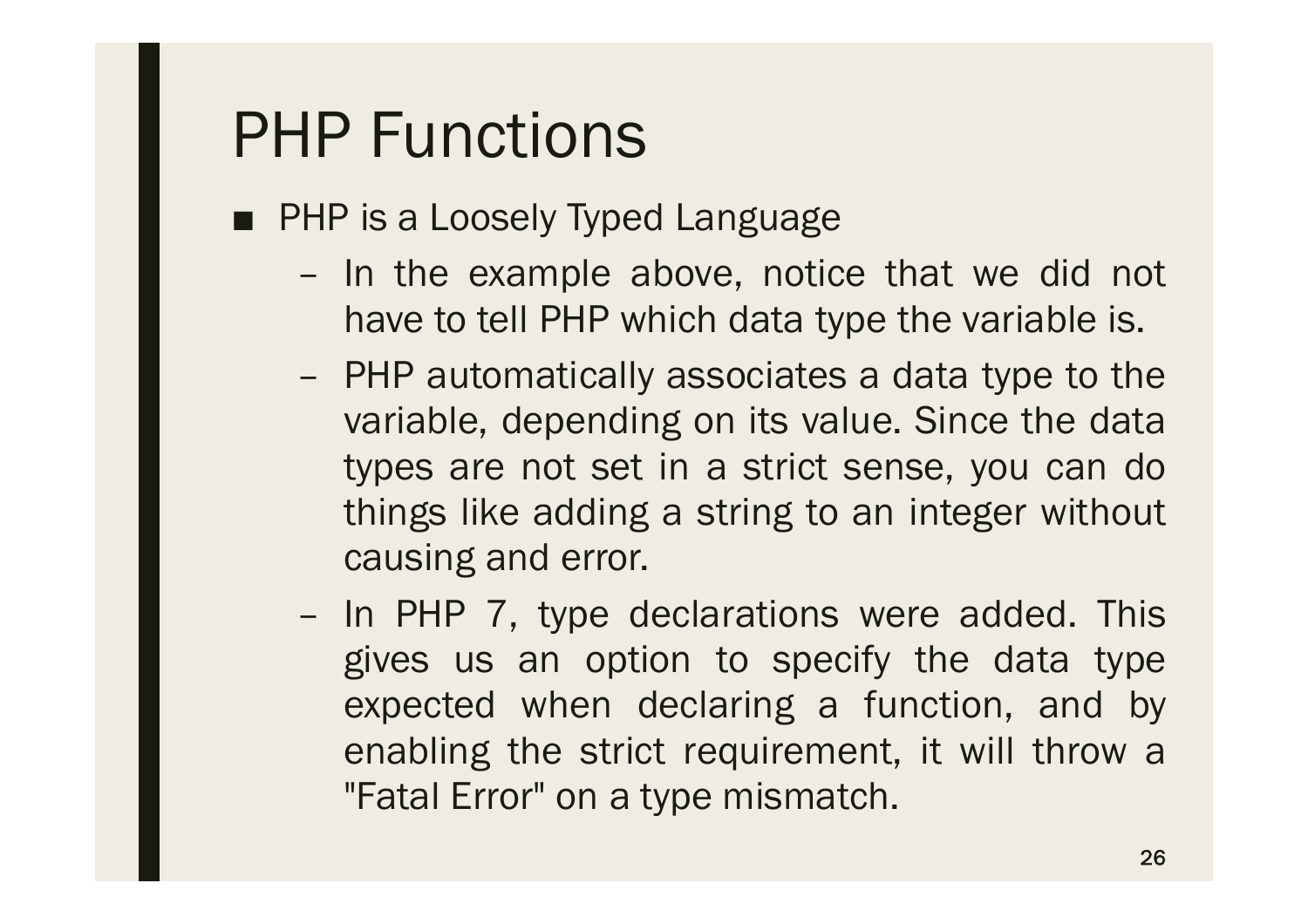# PHP Functions

- PHP is a Loosely Typed Language
  - In the example above, notice that we did not have to tell PHP which data type the variable is.
  - PHP automatically associates a data type to the variable, depending on its value. Since the data types are not set in a strict sense, you can do things like adding a string to an integer without causing and error.
  - In PHP 7, type declarations were added. This gives us an option to specify the data type expected when declaring a function, and by enabling the strict requirement, it will throw a "Fatal Error" on a type mismatch.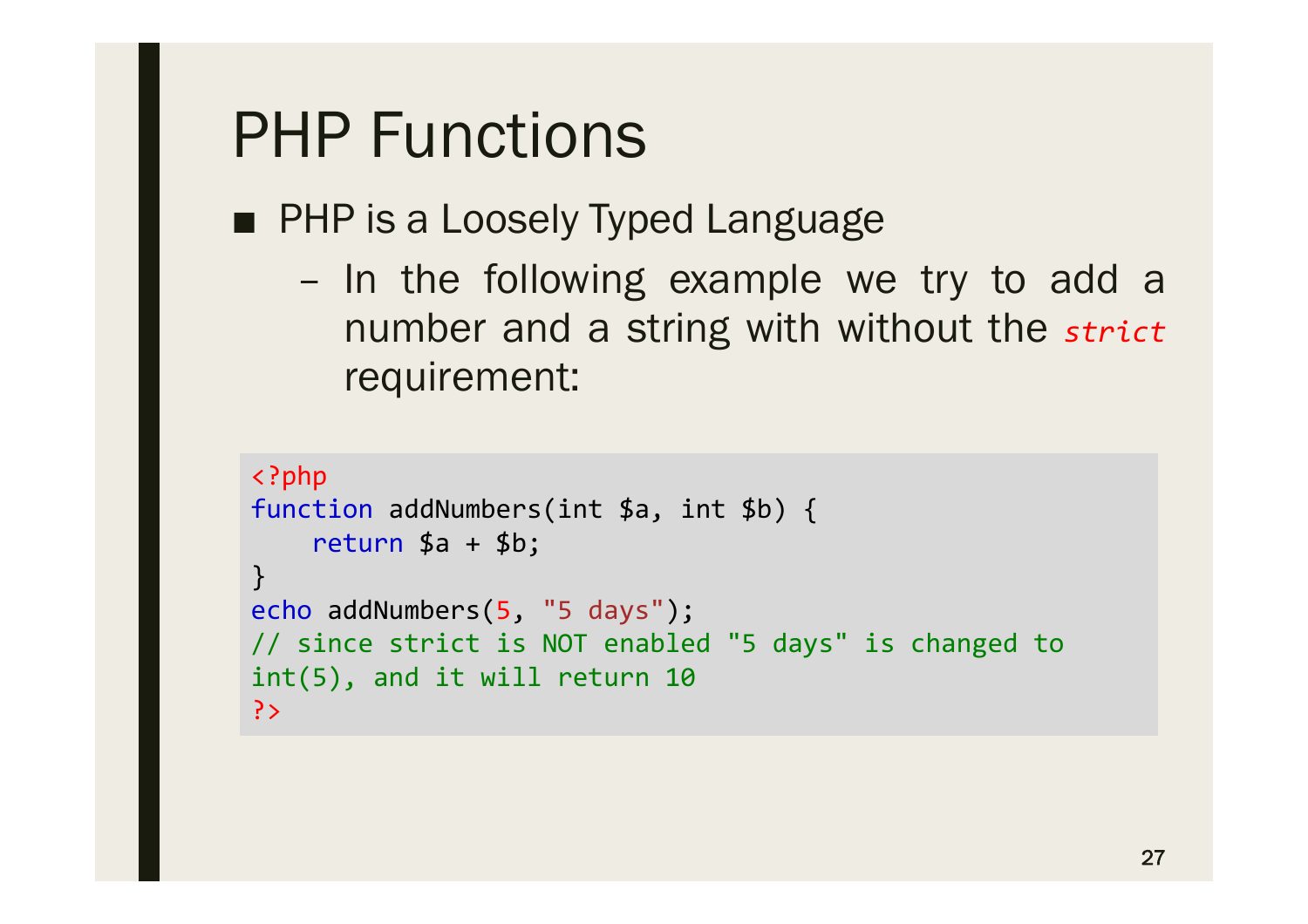# PHP Functions

- PHP is a Loosely Typed Language
  - In the following example we try to add a number and a string with without the *strict* requirement:

```php
<?php
function addNumbers(int $a, int $b) {
    return $a + $b;
}
echo addNumbers(5, "5 days");
// since strict is NOT enabled "5 days" is changed to
int(5), and it will return 10
?>
```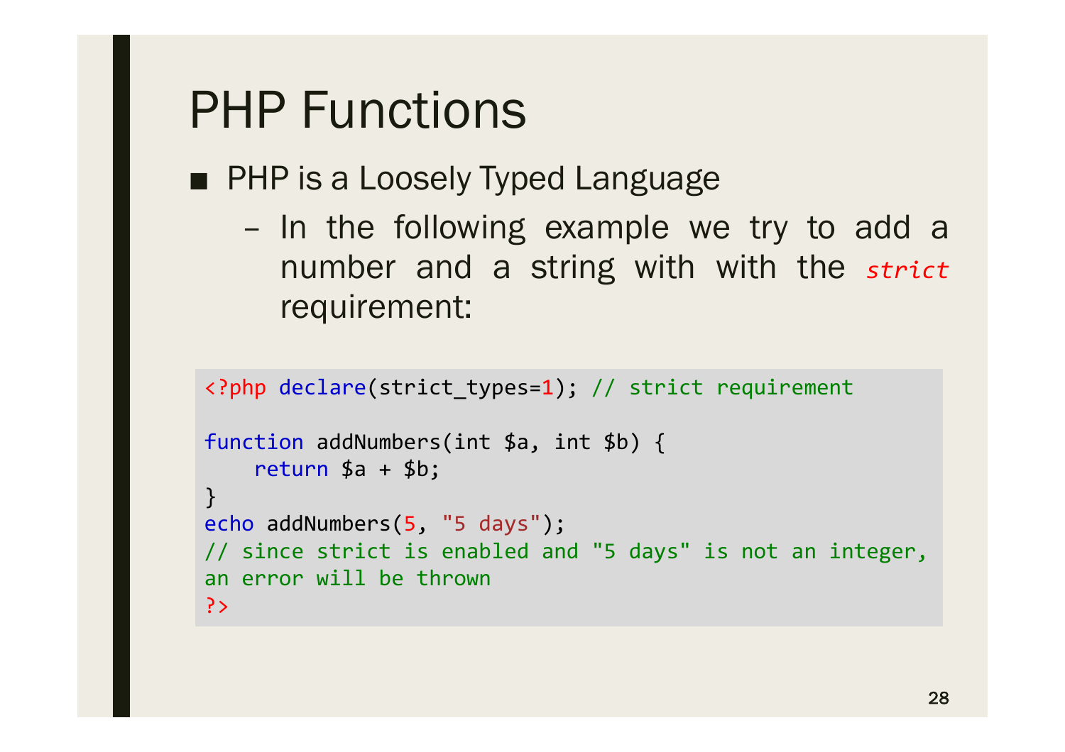# PHP Functions

- PHP is a Loosely Typed Language
  - In the following example we try to add a number and a string with with the *strict* requirement:

```
<?php declare(strict_types=1); // strict requirement

function addNumbers(int $a, int $b) {
    return $a + $b;
}
echo addNumbers(5, "5 days");
// since strict is enabled and "5 days" is not an integer,
an error will be thrown
?>
```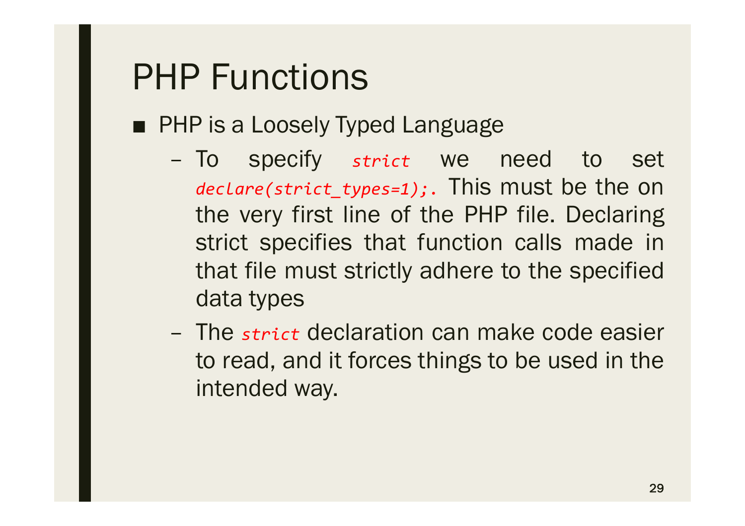# PHP Functions

- PHP is a Loosely Typed Language
  - To specify *strict* we need to set *declare(strict_types=1);*. This must be the on the very first line of the PHP file. Declaring strict specifies that function calls made in that file must strictly adhere to the specified data types
  - The *strict* declaration can make code easier to read, and it forces things to be used in the intended way.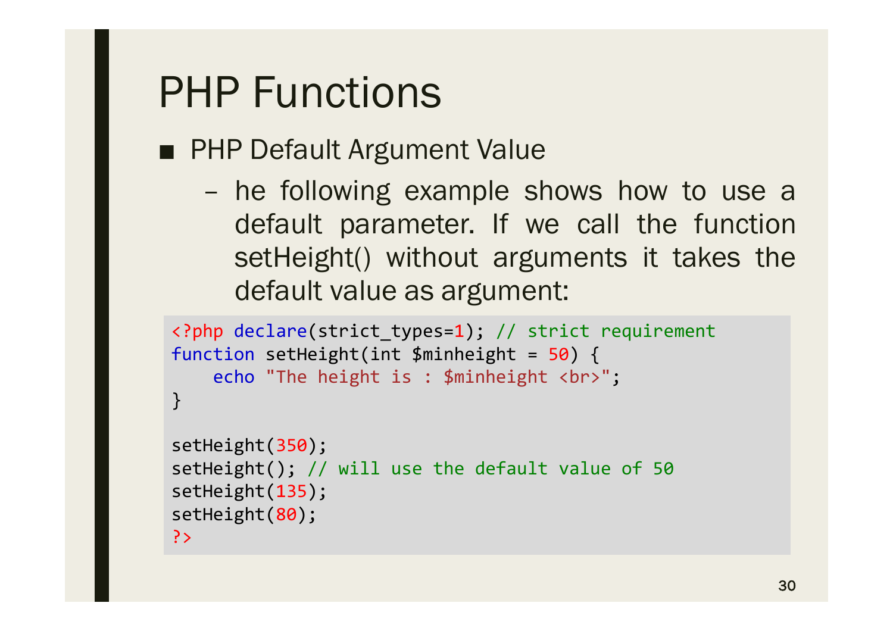# PHP Functions

- PHP Default Argument Value
  - he following example shows how to use a default parameter. If we call the function setHeight() without arguments it takes the default value as argument:

```php
<?php declare(strict_types=1); // strict requirement
function setHeight(int $minheight = 50) {
    echo "The height is : $minheight <br>";
}

setHeight(350);
setHeight(); // will use the default value of 50
setHeight(135);
setHeight(80);
?>
```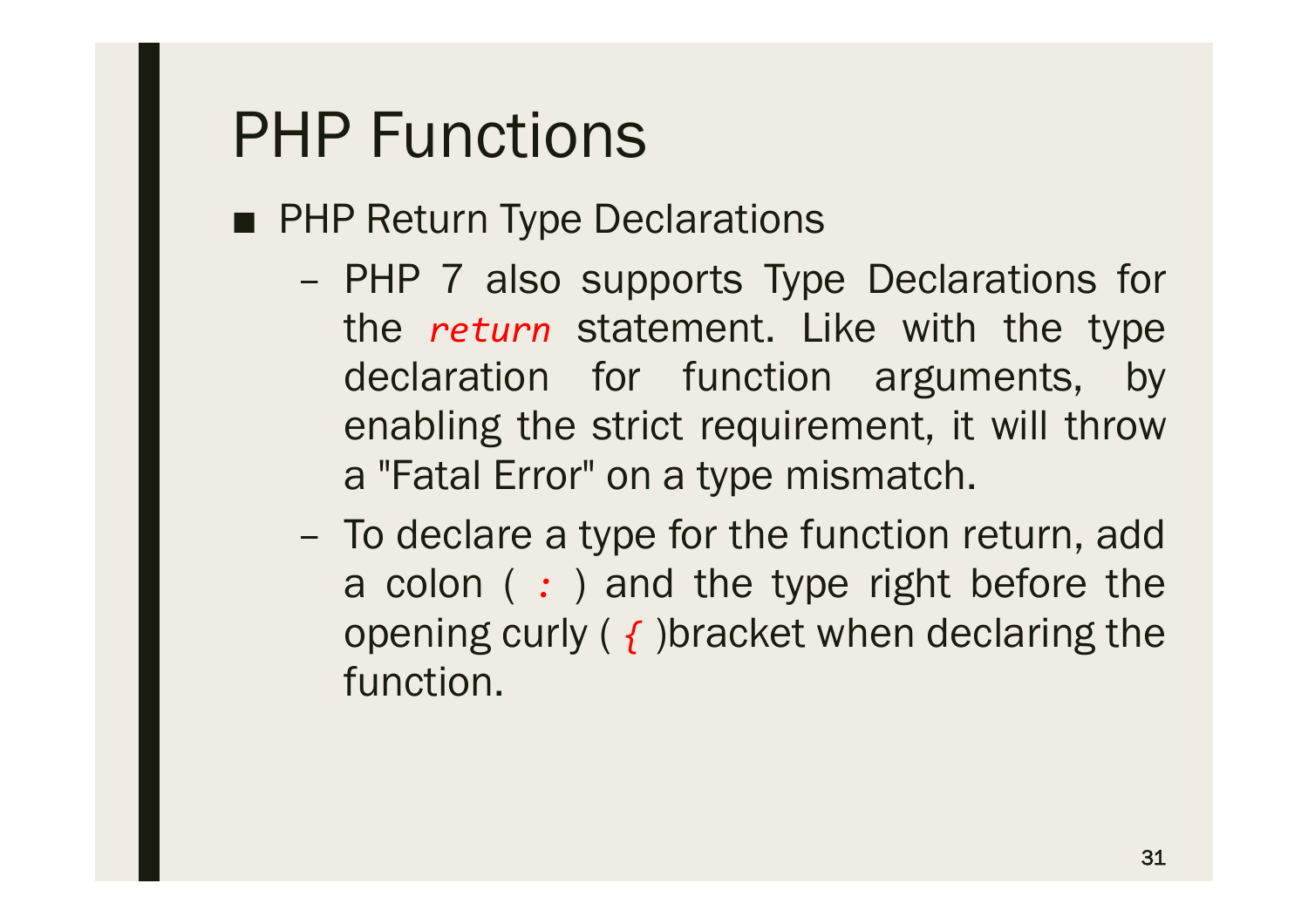# PHP Functions

- PHP Return Type Declarations
  - PHP 7 also supports Type Declarations for the `return` statement. Like with the type declaration for function arguments, by enabling the strict requirement, it will throw a "Fatal Error" on a type mismatch.
  - To declare a type for the function return, add a colon ( `:` ) and the type right before the opening curly ( `{` )bracket when declaring the function.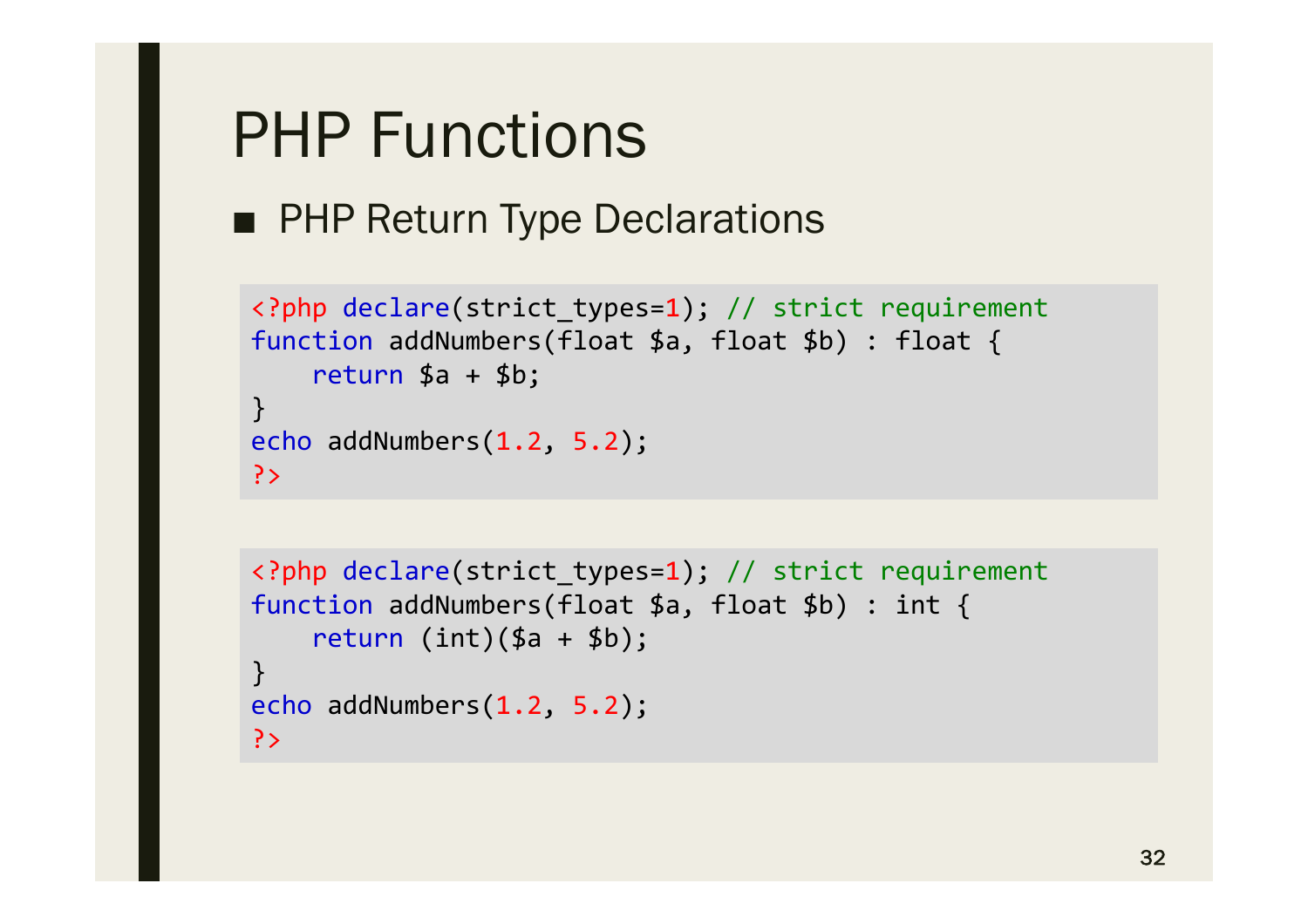# PHP Functions

- PHP Return Type Declarations

```php
<?php declare(strict_types=1); // strict requirement
function addNumbers(float $a, float $b) : float {
    return $a + $b;
}
echo addNumbers(1.2, 5.2);
?>
```

```php
<?php declare(strict_types=1); // strict requirement
function addNumbers(float $a, float $b) : int {
    return (int)($a + $b);
}
echo addNumbers(1.2, 5.2);
?>
```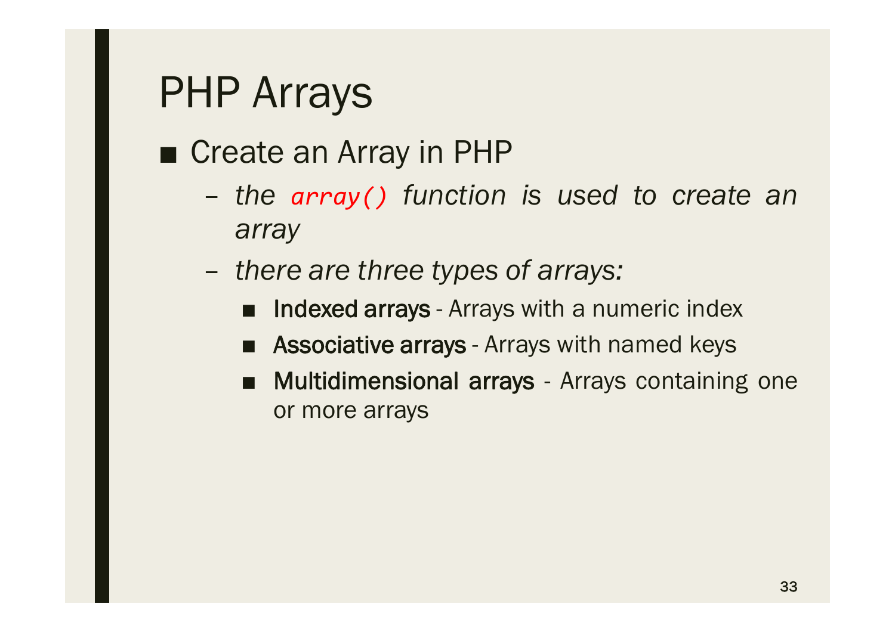# PHP Arrays

- Create an Array in PHP
  - *the `array()` function is used to create an array*
  - *there are three types of arrays:*
    - **Indexed arrays** - Arrays with a numeric index
    - **Associative arrays** - Arrays with named keys
    - **Multidimensional arrays** - Arrays containing one or more arrays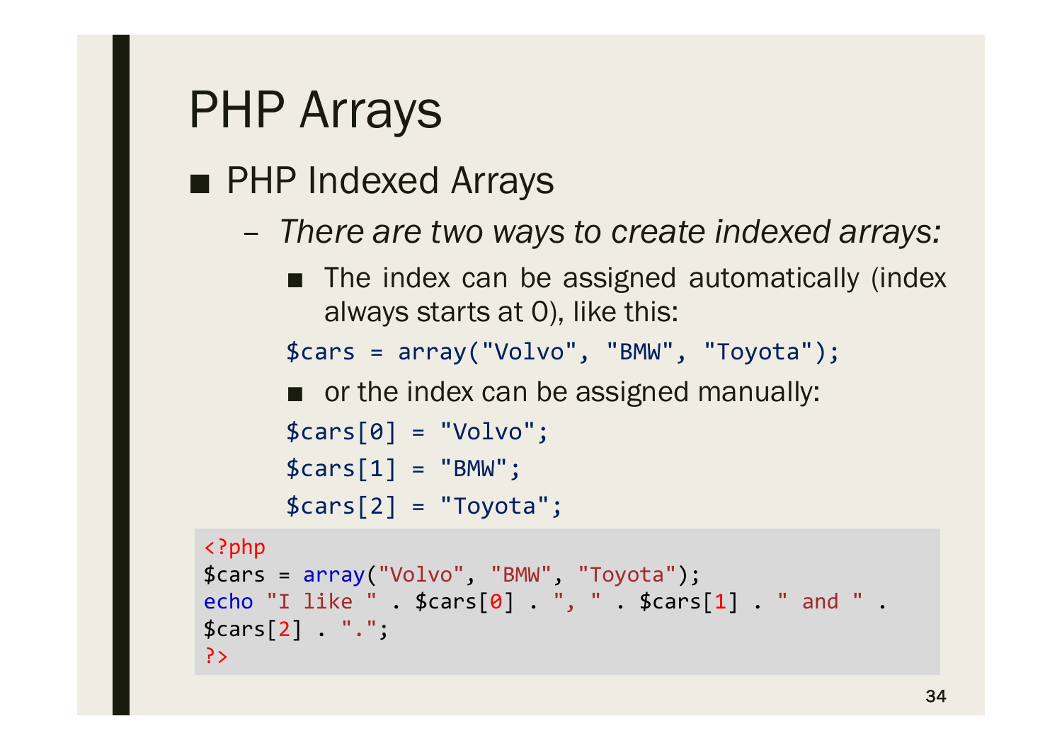# PHP Arrays

- PHP Indexed Arrays
  - *There are two ways to create indexed arrays:*
    - The index can be assigned automatically (index always starts at 0), like this:

```
$cars = array("Volvo", "BMW", "Toyota");
```

    - or the index can be assigned manually:

```
$cars[0] = "Volvo";
$cars[1] = "BMW";
$cars[2] = "Toyota";
```

```php
<?php
$cars = array("Volvo", "BMW", "Toyota");
echo "I like " . $cars[0] . ", " . $cars[1] . " and " .
$cars[2] . ".";
?>
```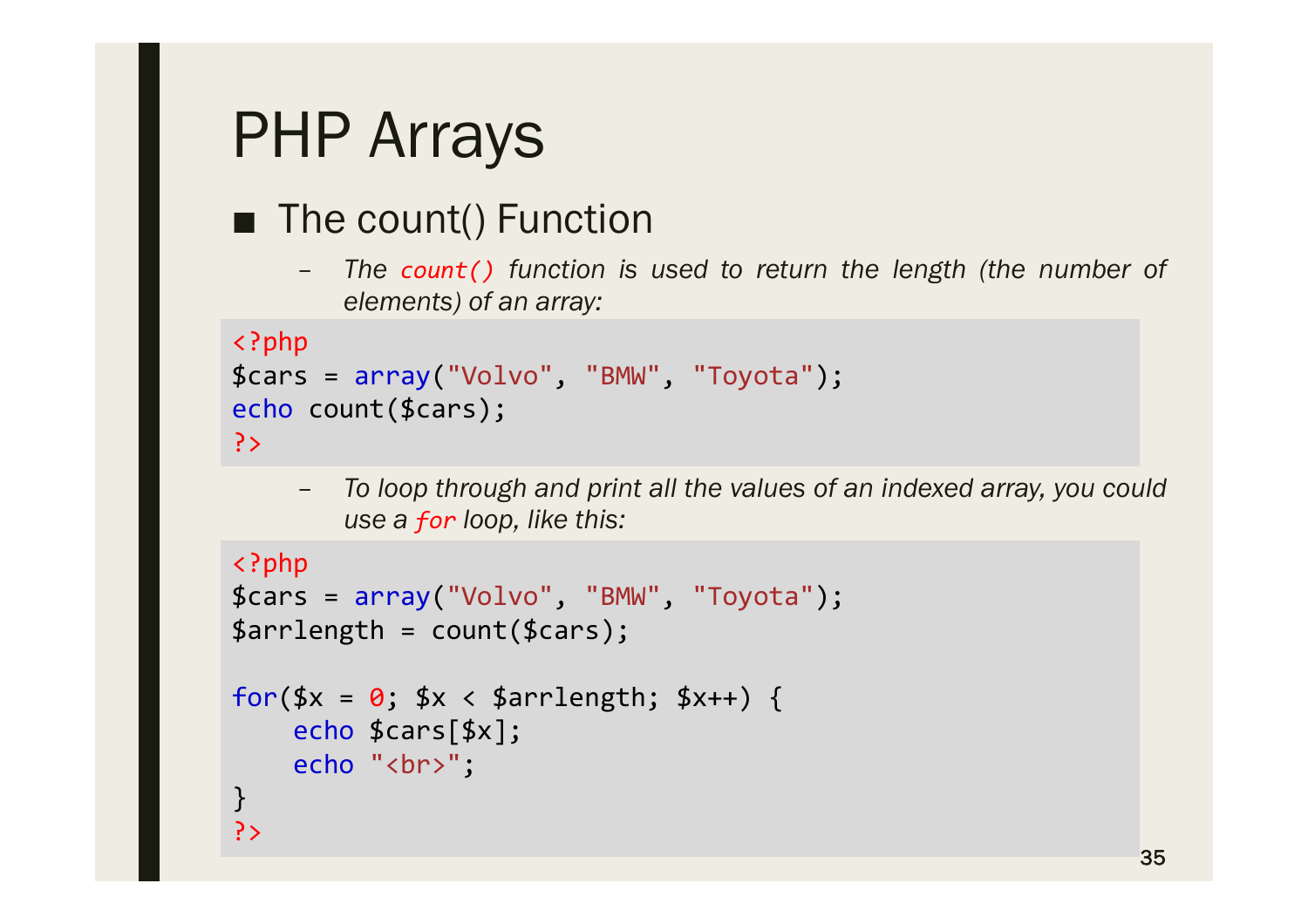# PHP Arrays

- The count() Function

  – *The `count()` function is used to return the length (the number of elements) of an array:*

```
<?php
$cars = array("Volvo", "BMW", "Toyota");
echo count($cars);
?>
```

  – *To loop through and print all the values of an indexed array, you could use a `for` loop, like this:*

```
<?php
$cars = array("Volvo", "BMW", "Toyota");
$arrlength = count($cars);

for($x = 0; $x < $arrlength; $x++) {
    echo $cars[$x];
    echo "<br>";
}
?>
```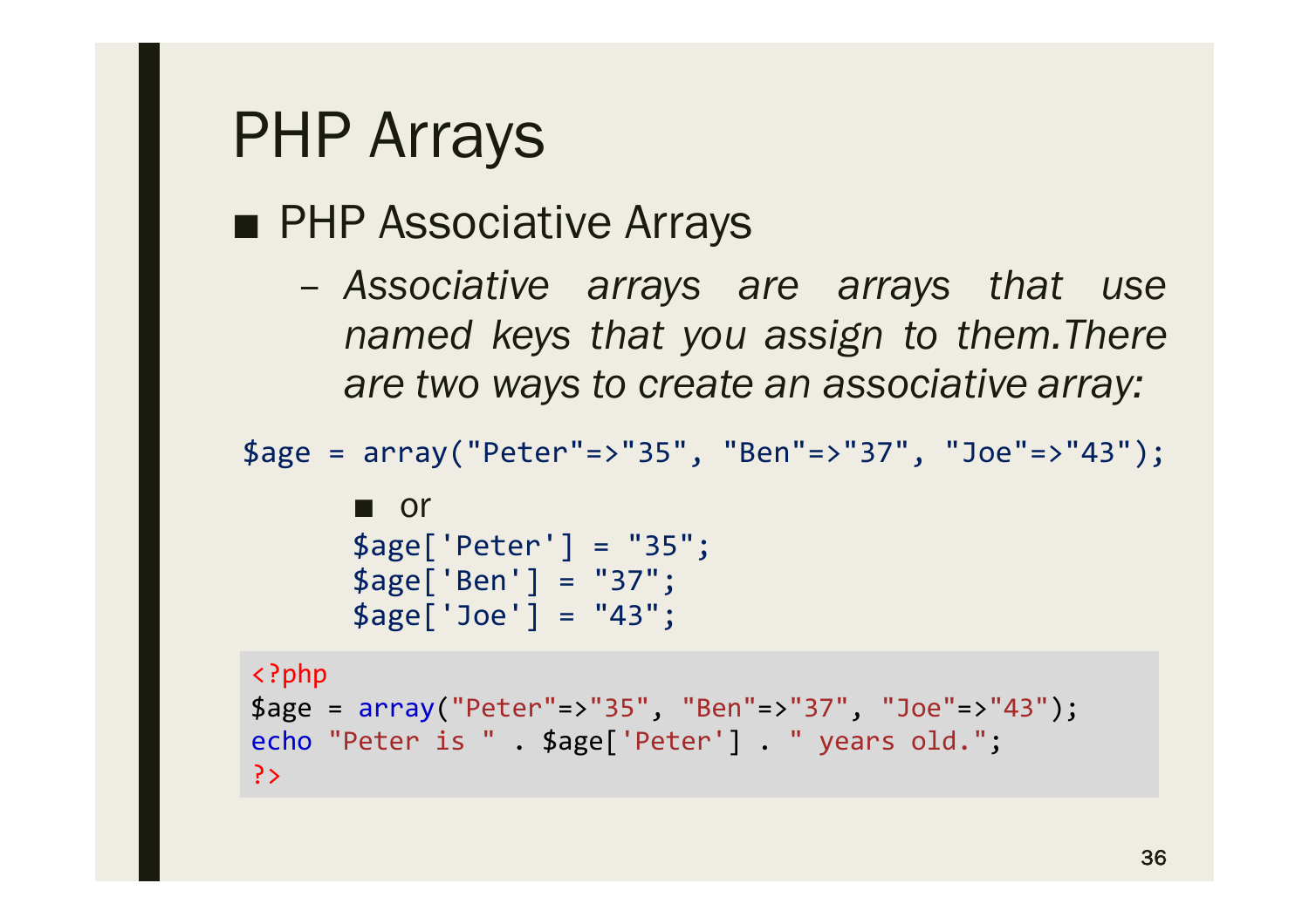# PHP Arrays

- PHP Associative Arrays
  - *Associative arrays are arrays that use named keys that you assign to them.There are two ways to create an associative array:*

```
$age = array("Peter"=>"35", "Ben"=>"37", "Joe"=>"43");
```

- or

```
$age['Peter'] = "35";
$age['Ben'] = "37";
$age['Joe'] = "43";
```

```php
<?php
$age = array("Peter"=>"35", "Ben"=>"37", "Joe"=>"43");
echo "Peter is " . $age['Peter'] . " years old.";
?>
```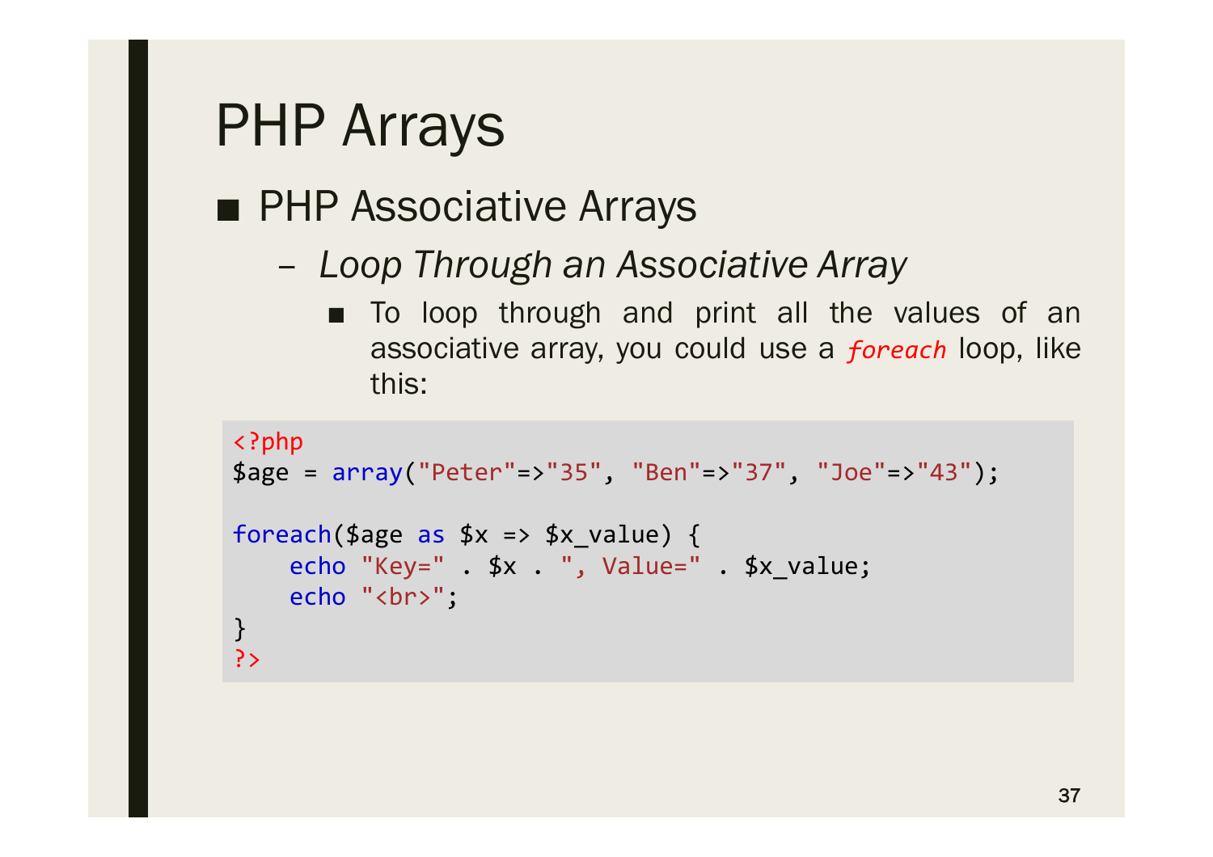# PHP Arrays

- PHP Associative Arrays
  - *Loop Through an Associative Array*
    - To loop through and print all the values of an associative array, you could use a *foreach* loop, like this:

```php
<?php
$age = array("Peter"=>"35", "Ben"=>"37", "Joe"=>"43");

foreach($age as $x => $x_value) {
    echo "Key=" . $x . ", Value=" . $x_value;
    echo "<br>";
}
?>
```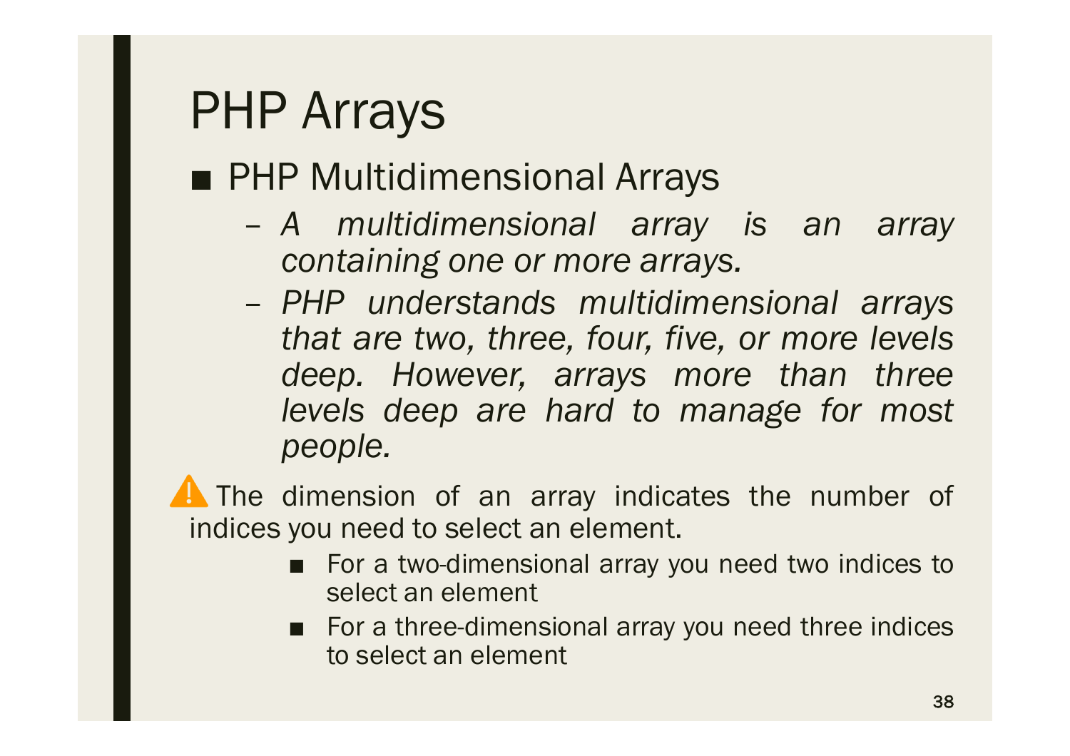# PHP Arrays

- PHP Multidimensional Arrays
  - *A multidimensional array is an array containing one or more arrays.*
  - *PHP understands multidimensional arrays that are two, three, four, five, or more levels deep. However, arrays more than three levels deep are hard to manage for most people.*

⚠️ The dimension of an array indicates the number of indices you need to select an element.

- For a two-dimensional array you need two indices to select an element
- For a three-dimensional array you need three indices to select an element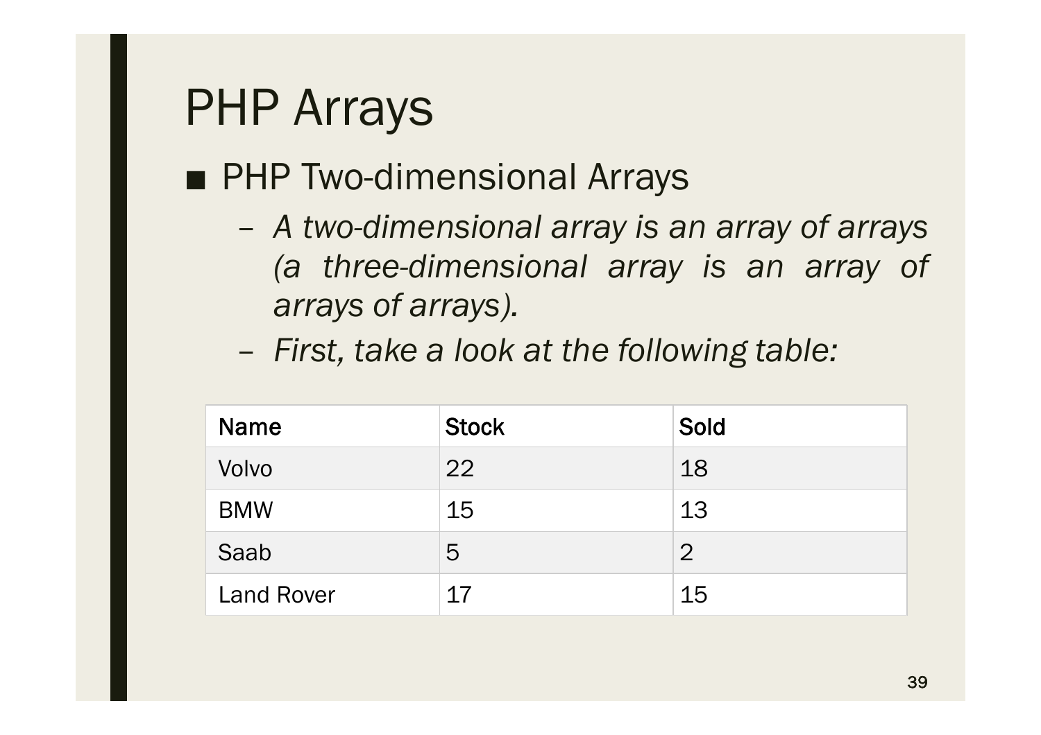# PHP Arrays

- PHP Two-dimensional Arrays
  - *A two-dimensional array is an array of arrays (a three-dimensional array is an array of arrays of arrays).*
  - *First, take a look at the following table:*

| Name | Stock | Sold |
|---|---|---|
| Volvo | 22 | 18 |
| BMW | 15 | 13 |
| Saab | 5 | 2 |
| Land Rover | 17 | 15 |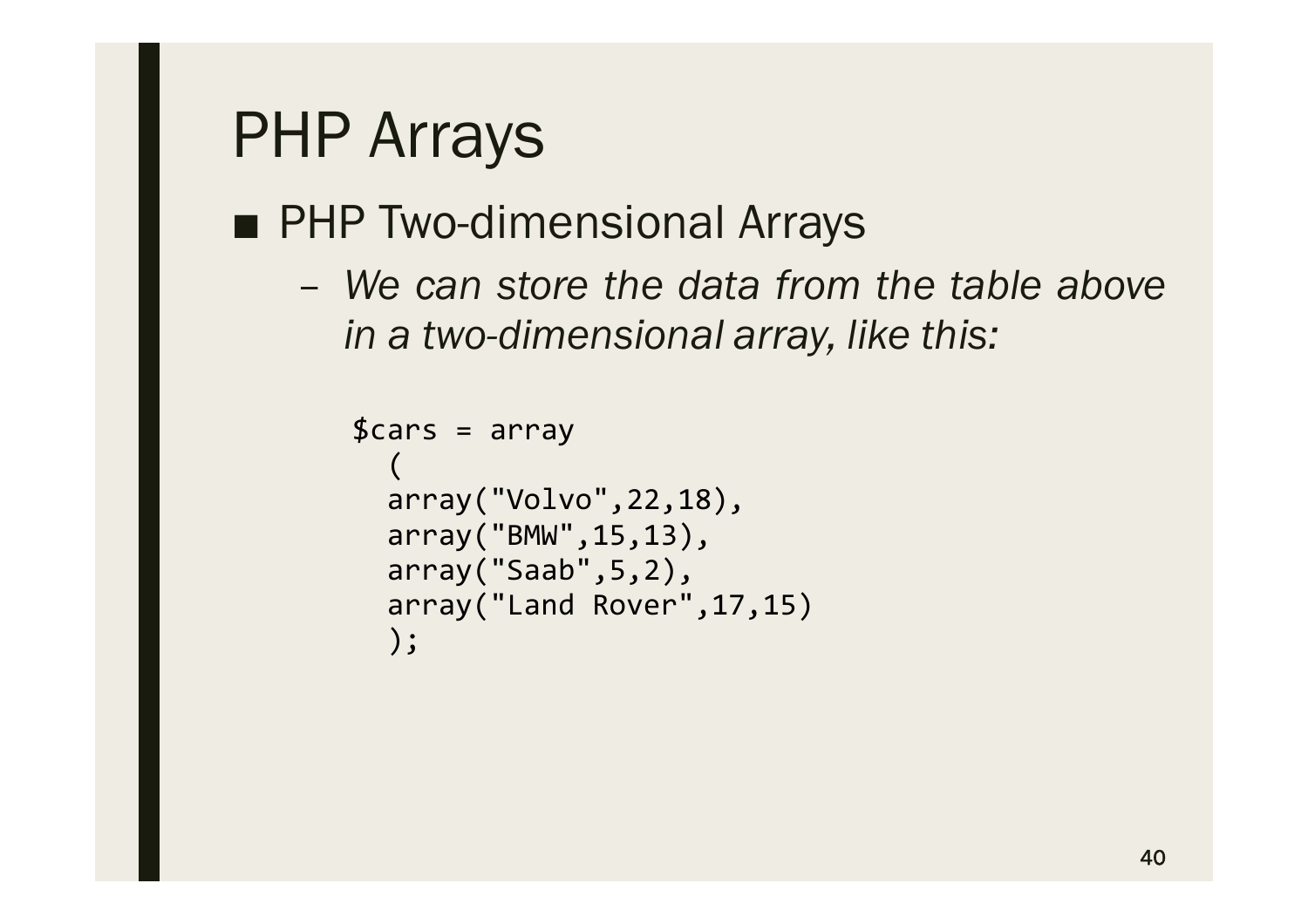# PHP Arrays

- PHP Two-dimensional Arrays
  - *We can store the data from the table above in a two-dimensional array, like this:*

```
$cars = array
  (
  array("Volvo",22,18),
  array("BMW",15,13),
  array("Saab",5,2),
  array("Land Rover",17,15)
  );
```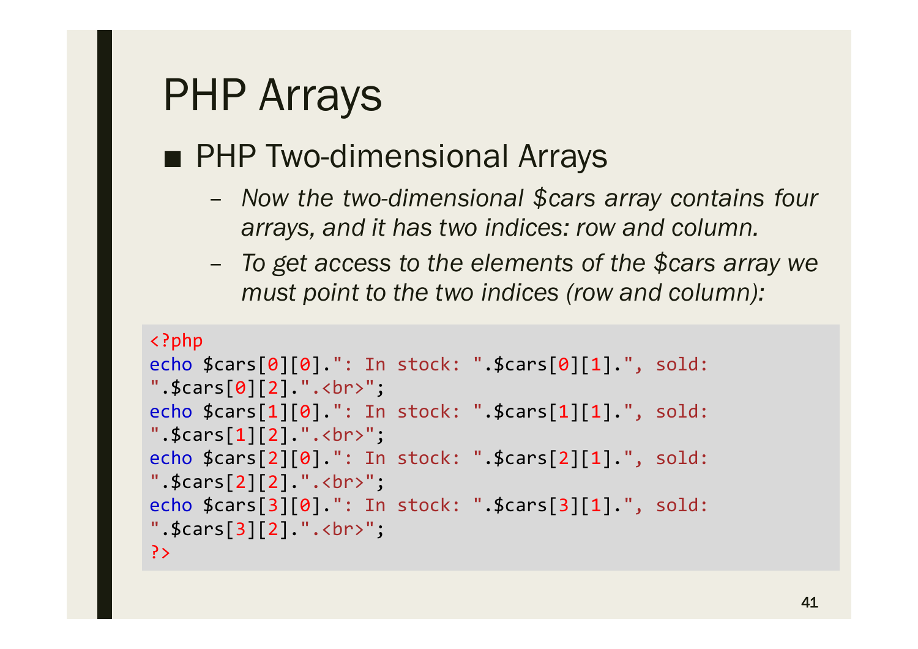# PHP Arrays

- PHP Two-dimensional Arrays
  - *Now the two-dimensional $cars array contains four arrays, and it has two indices: row and column.*
  - *To get access to the elements of the $cars array we must point to the two indices (row and column):*

```
<?php
echo $cars[0][0].": In stock: ".$cars[0][1].", sold:
".$cars[0][2].".<br>";
echo $cars[1][0].": In stock: ".$cars[1][1].", sold:
".$cars[1][2].".<br>";
echo $cars[2][0].": In stock: ".$cars[2][1].", sold:
".$cars[2][2].".<br>";
echo $cars[3][0].": In stock: ".$cars[3][1].", sold:
".$cars[3][2].".<br>";
?>
```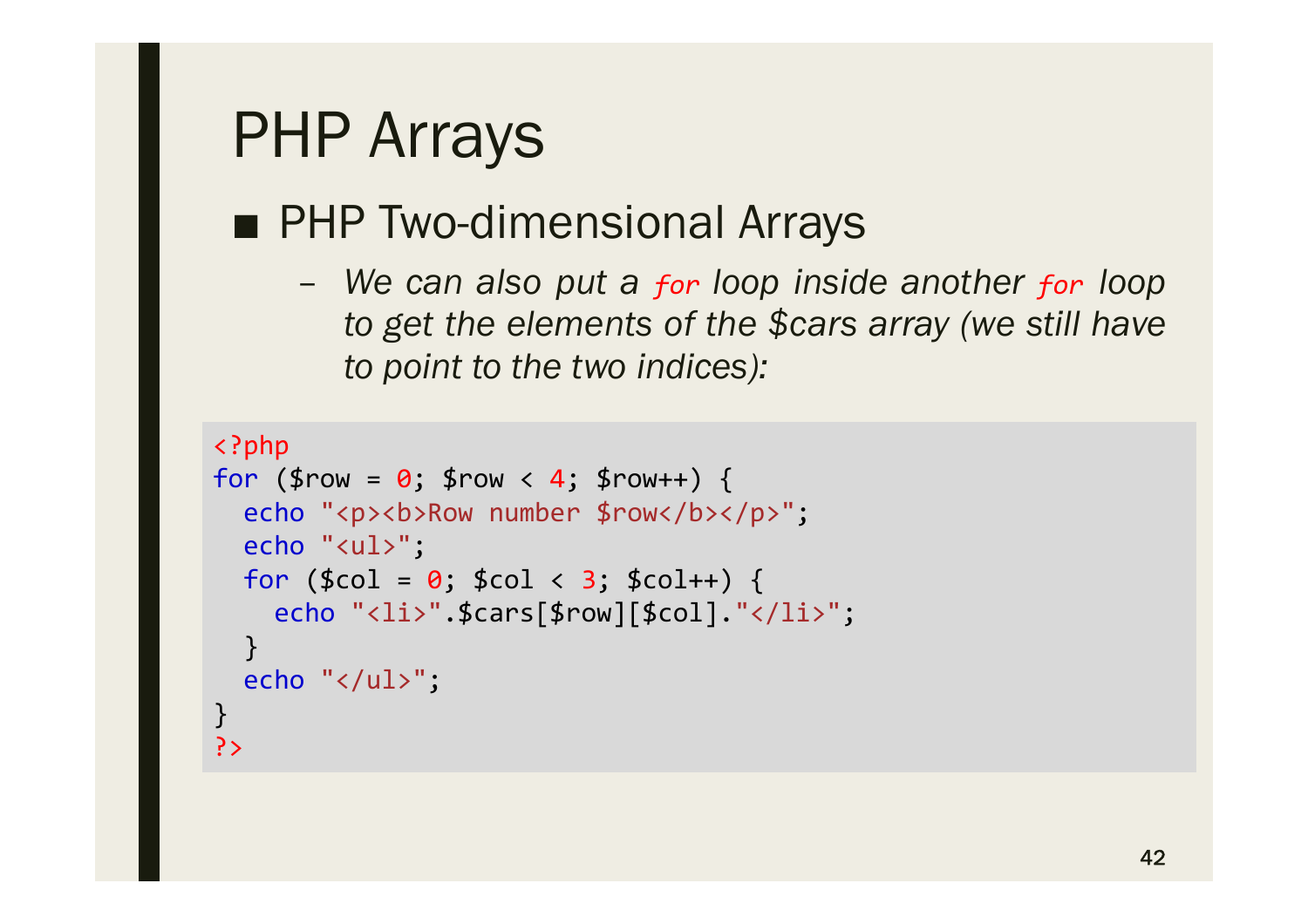# PHP Arrays

- PHP Two-dimensional Arrays
  - *We can also put a `for` loop inside another `for` loop to get the elements of the $cars array (we still have to point to the two indices):*

```php
<?php
for ($row = 0; $row < 4; $row++) {
  echo "<p><b>Row number $row</b></p>";
  echo "<ul>";
  for ($col = 0; $col < 3; $col++) {
    echo "<li>".$cars[$row][$col]."</li>";
  }
  echo "</ul>";
}
?>
```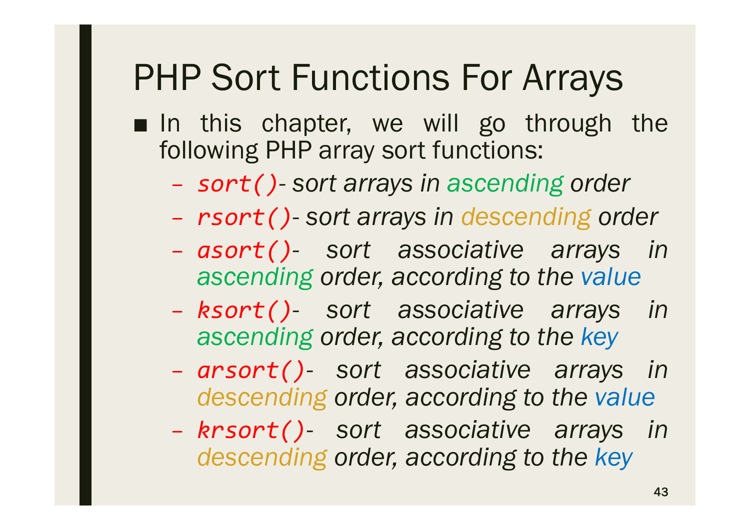# PHP Sort Functions For Arrays

- In this chapter, we will go through the following PHP array sort functions:
  - *`sort()`- sort arrays in ascending order*
  - *`rsort()`- sort arrays in descending order*
  - *`asort()`- sort associative arrays in ascending order, according to the value*
  - *`ksort()`- sort associative arrays in ascending order, according to the key*
  - *`arsort()`- sort associative arrays in descending order, according to the value*
  - *`krsort()`- sort associative arrays in descending order, according to the key*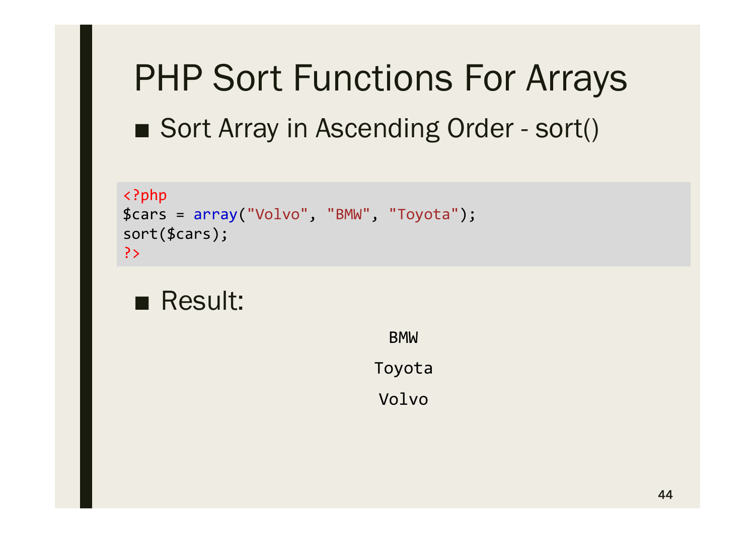# PHP Sort Functions For Arrays

- Sort Array in Ascending Order - sort()

```php
<?php
$cars = array("Volvo", "BMW", "Toyota");
sort($cars);
?>
```

- Result:

```
BMW
Toyota
Volvo
```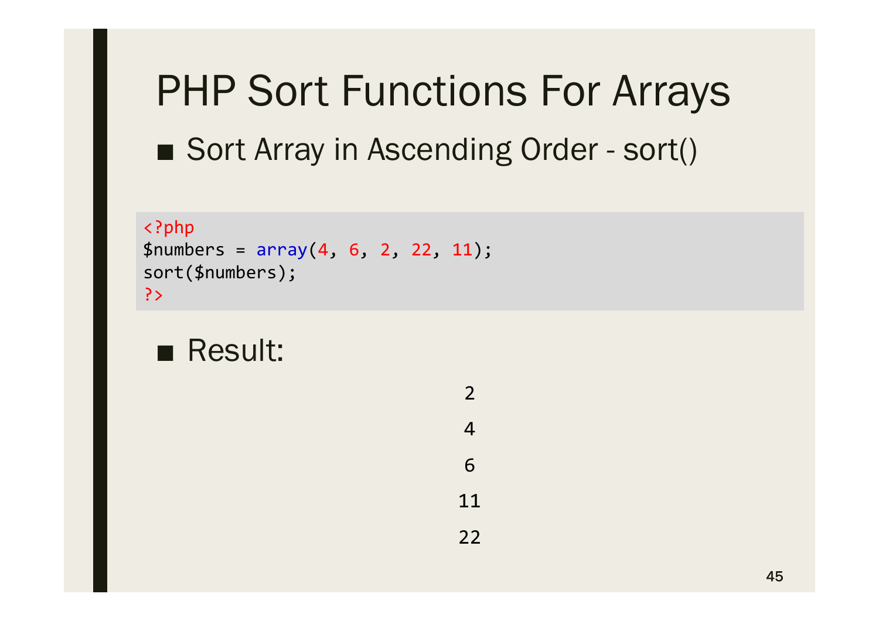# PHP Sort Functions For Arrays

- Sort Array in Ascending Order - sort()

```php
<?php
$numbers = array(4, 6, 2, 22, 11);
sort($numbers);
?>
```

- Result:

2

4

6

11

22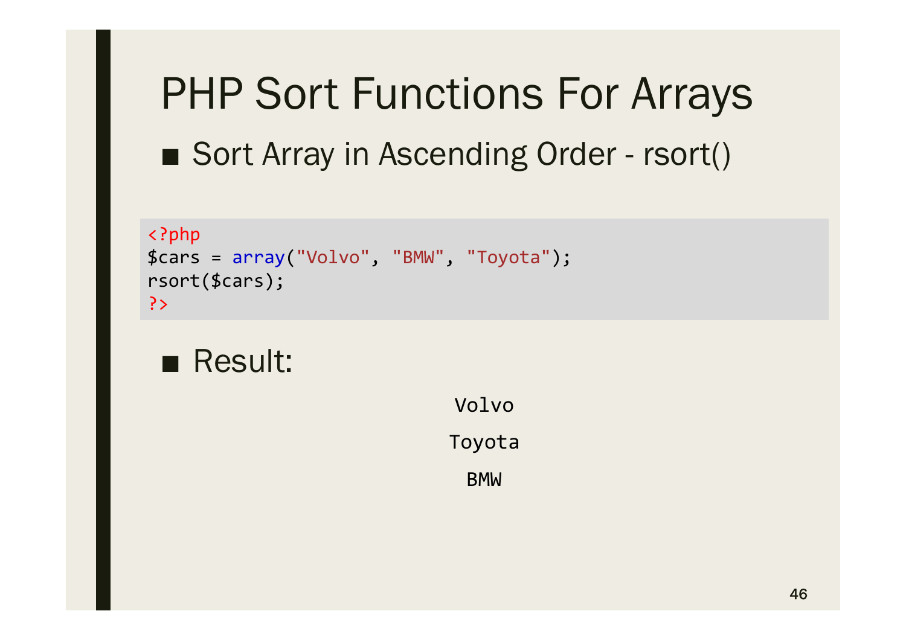# PHP Sort Functions For Arrays

- Sort Array in Ascending Order - rsort()

```php
<?php
$cars = array("Volvo", "BMW", "Toyota");
rsort($cars);
?>
```

- Result:

```
Volvo
Toyota
BMW
```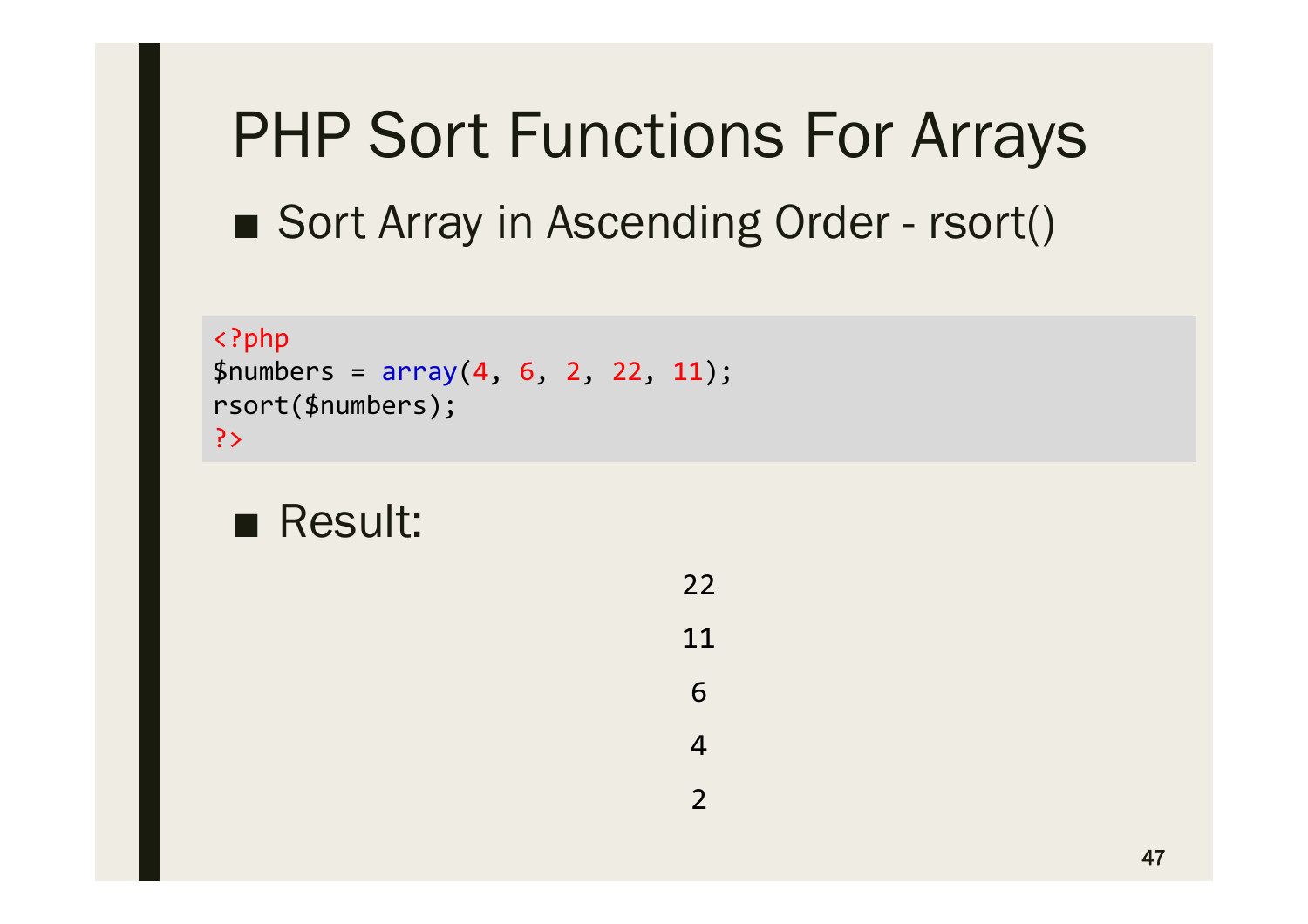# PHP Sort Functions For Arrays

- Sort Array in Ascending Order - rsort()

```
<?php
$numbers = array(4, 6, 2, 22, 11);
rsort($numbers);
?>
```

- Result:

22

11

6

4

2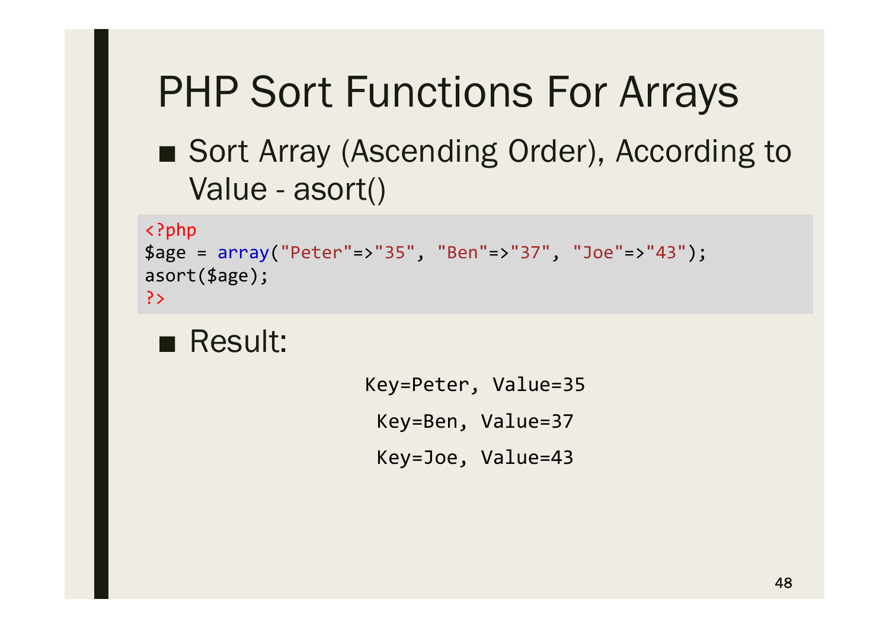# PHP Sort Functions For Arrays

- Sort Array (Ascending Order), According to Value - asort()

```
<?php
$age = array("Peter"=>"35", "Ben"=>"37", "Joe"=>"43");
asort($age);
?>
```

- Result:

```
Key=Peter, Value=35
Key=Ben, Value=37
Key=Joe, Value=43
```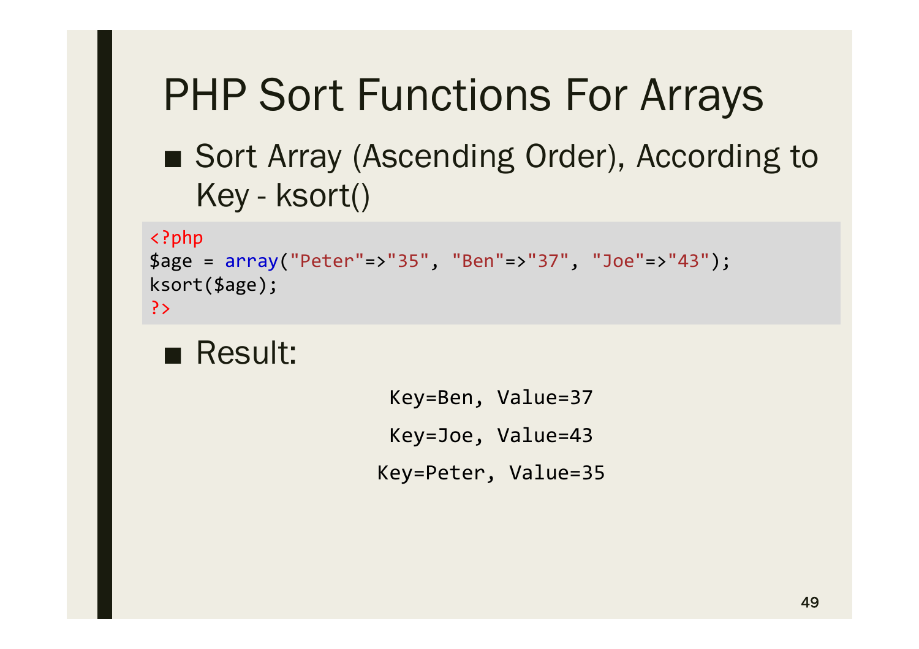# PHP Sort Functions For Arrays

- Sort Array (Ascending Order), According to Key - ksort()

```php
<?php
$age = array("Peter"=>"35", "Ben"=>"37", "Joe"=>"43");
ksort($age);
?>
```

- Result:

```
Key=Ben, Value=37
Key=Joe, Value=43
Key=Peter, Value=35
```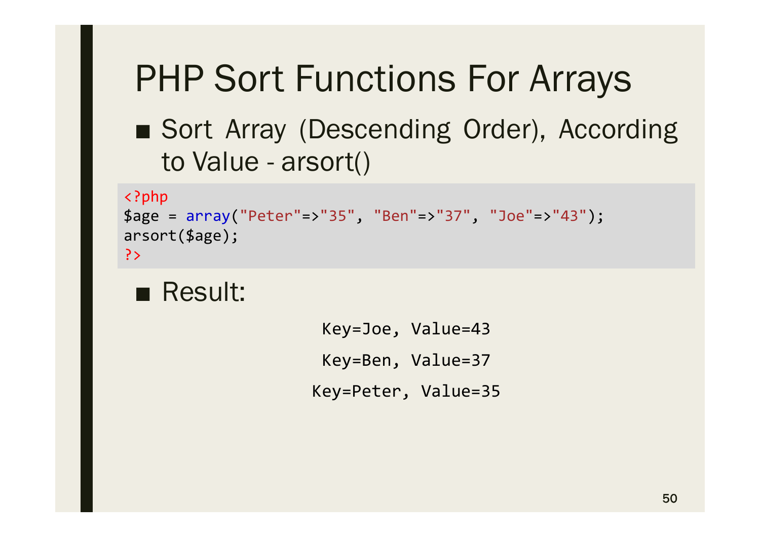# PHP Sort Functions For Arrays

- Sort Array (Descending Order), According to Value - arsort()

```
<?php
$age = array("Peter"=>"35", "Ben"=>"37", "Joe"=>"43");
arsort($age);
?>
```

- Result:

```
Key=Joe, Value=43
Key=Ben, Value=37
Key=Peter, Value=35
```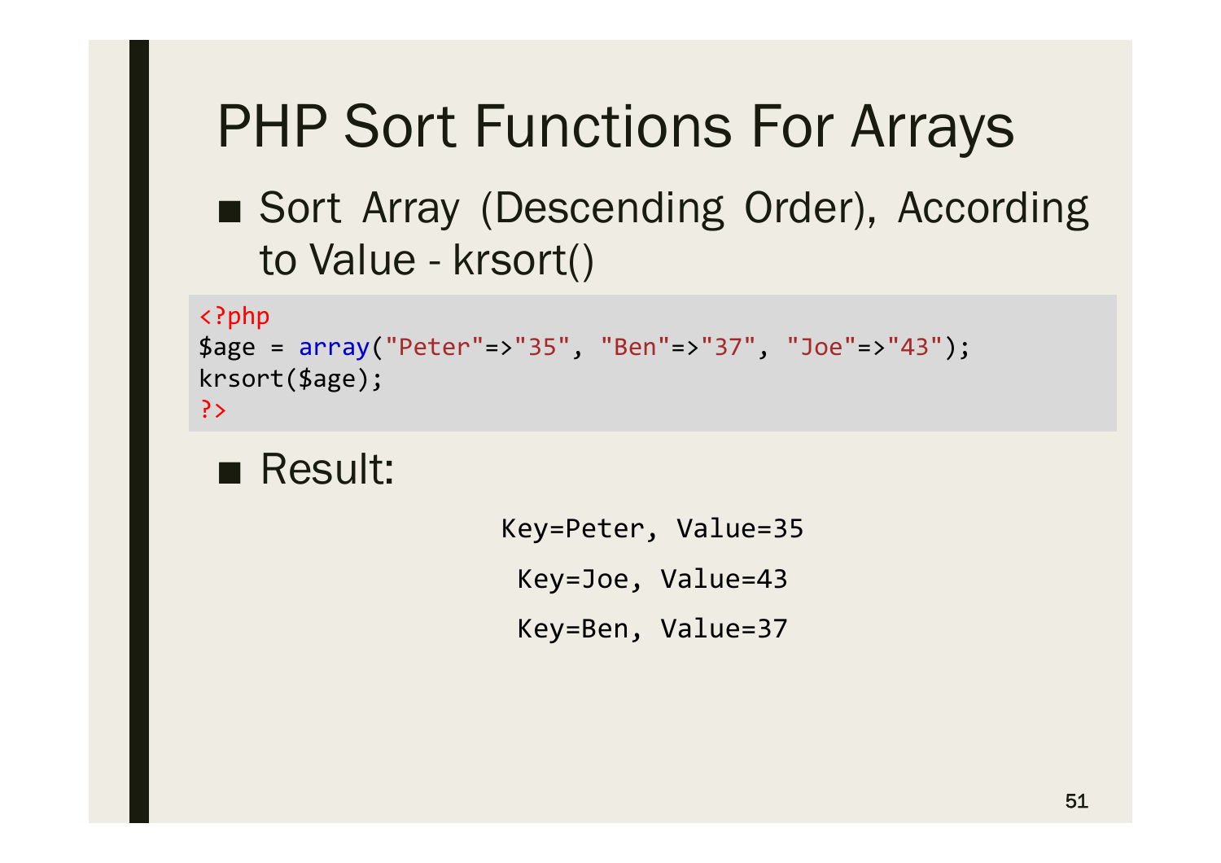# PHP Sort Functions For Arrays

- Sort Array (Descending Order), According to Value - krsort()

```
<?php
$age = array("Peter"=>"35", "Ben"=>"37", "Joe"=>"43");
krsort($age);
?>
```

- Result:

```
Key=Peter, Value=35
Key=Joe, Value=43
Key=Ben, Value=37
```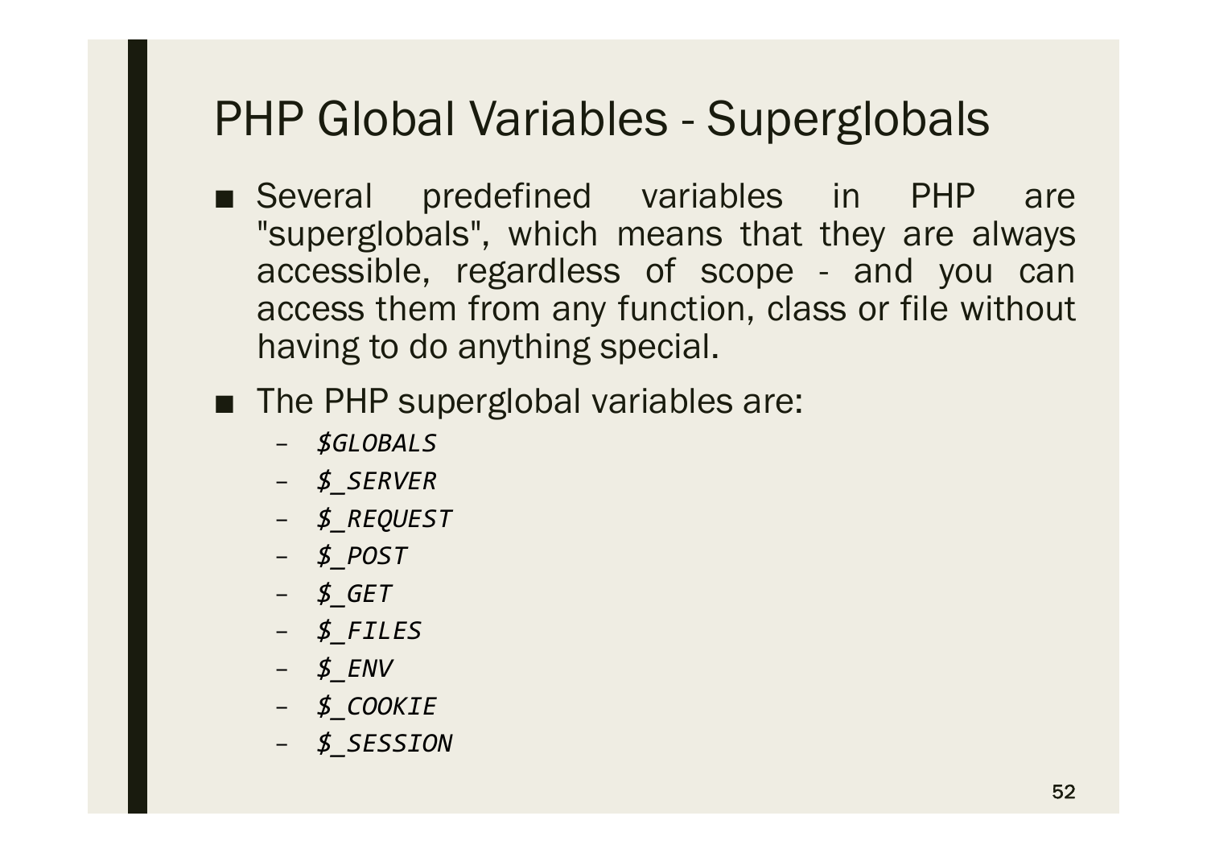# PHP Global Variables - Superglobals

- Several predefined variables in PHP are "superglobals", which means that they are always accessible, regardless of scope - and you can access them from any function, class or file without having to do anything special.
- The PHP superglobal variables are:
  - *$GLOBALS*
  - *$_SERVER*
  - *$_REQUEST*
  - *$_POST*
  - *$_GET*
  - *$_FILES*
  - *$_ENV*
  - *$_COOKIE*
  - *$_SESSION*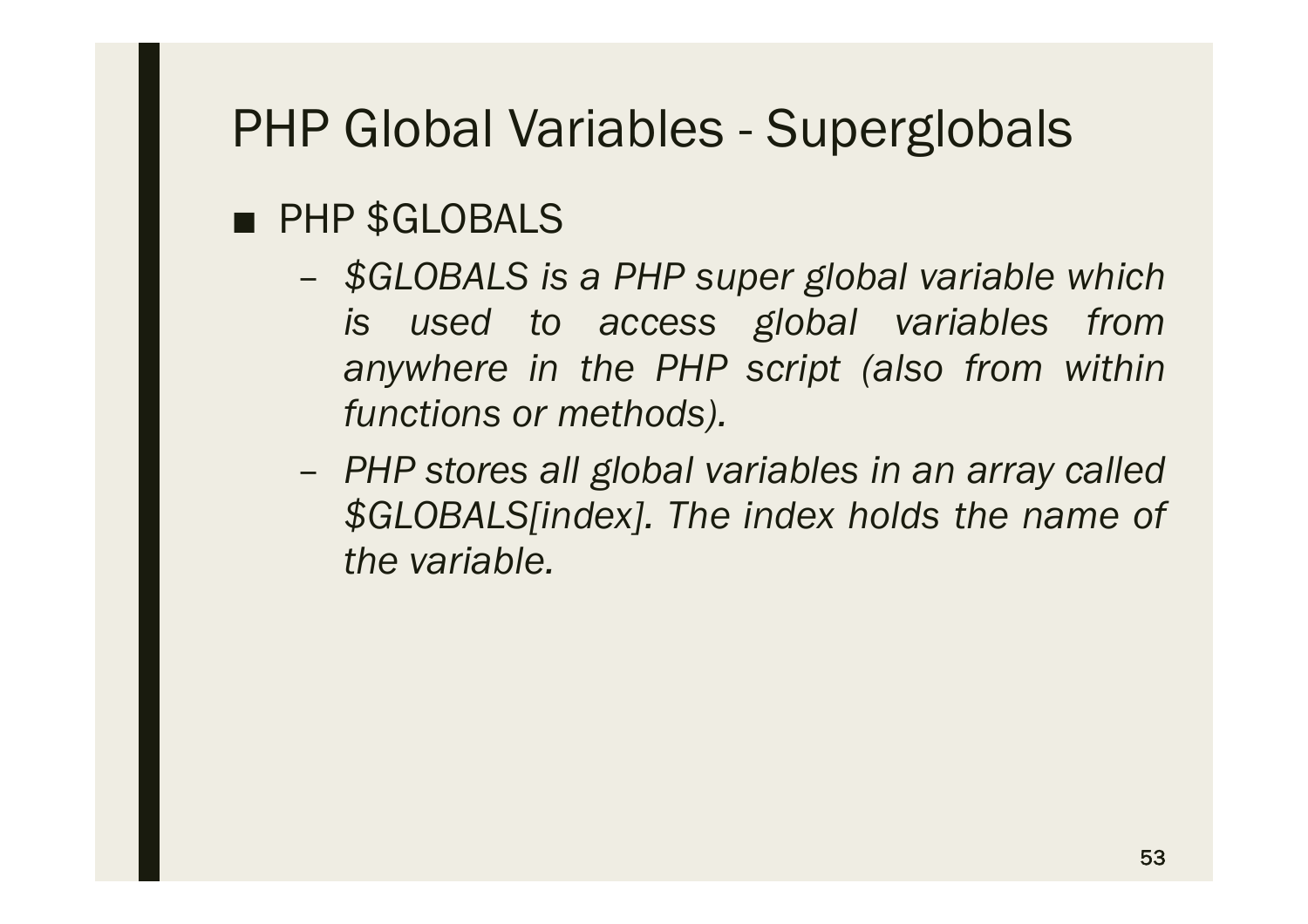# PHP Global Variables - Superglobals

- PHP $GLOBALS
  - *$GLOBALS is a PHP super global variable which is used to access global variables from anywhere in the PHP script (also from within functions or methods).*
  - *PHP stores all global variables in an array called $GLOBALS[index]. The index holds the name of the variable.*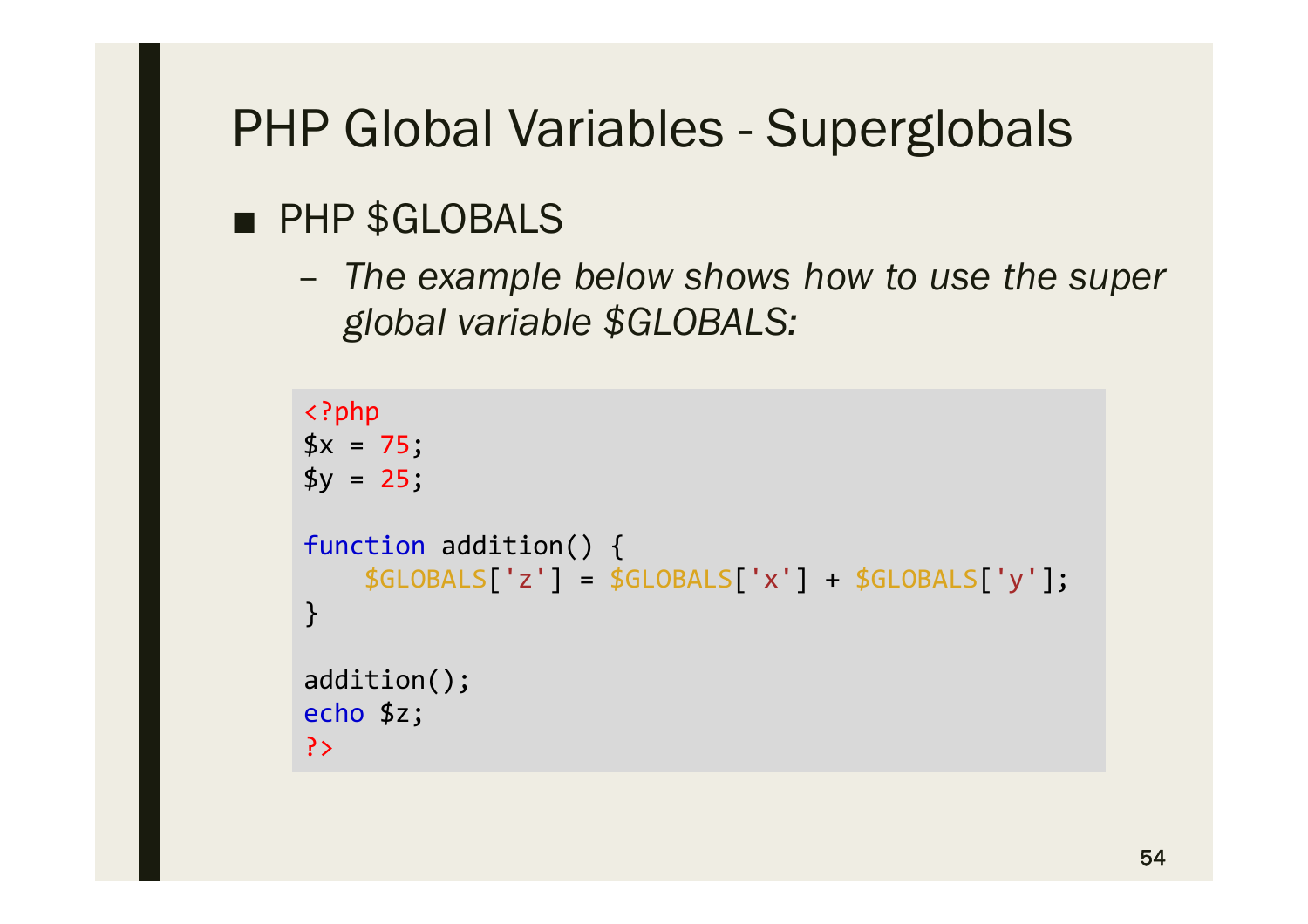# PHP Global Variables - Superglobals

- PHP $GLOBALS
  - *The example below shows how to use the super global variable $GLOBALS:*

```php
<?php
$x = 75;
$y = 25;

function addition() {
    $GLOBALS['z'] = $GLOBALS['x'] + $GLOBALS['y'];
}

addition();
echo $z;
?>
```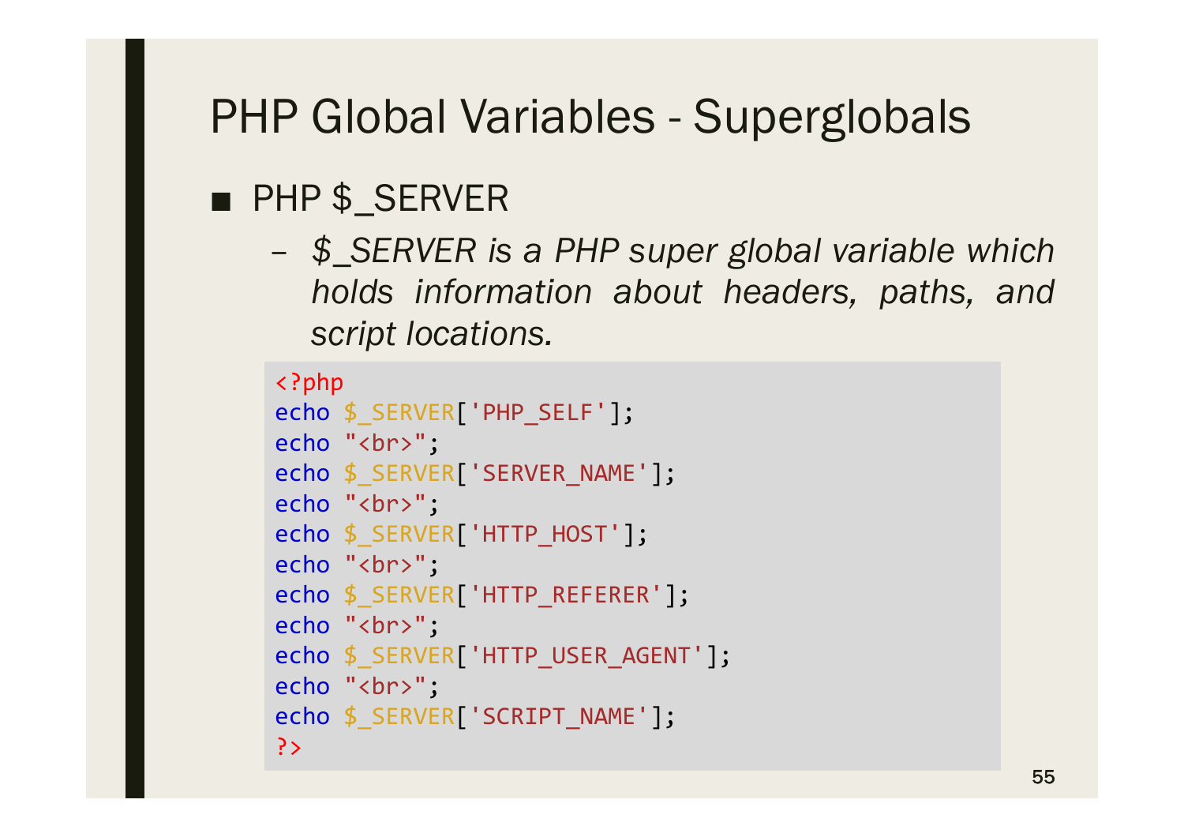# PHP Global Variables - Superglobals

- PHP $_SERVER
  - *$_SERVER is a PHP super global variable which holds information about headers, paths, and script locations.*

```php
<?php
echo $_SERVER['PHP_SELF'];
echo "<br>";
echo $_SERVER['SERVER_NAME'];
echo "<br>";
echo $_SERVER['HTTP_HOST'];
echo "<br>";
echo $_SERVER['HTTP_REFERER'];
echo "<br>";
echo $_SERVER['HTTP_USER_AGENT'];
echo "<br>";
echo $_SERVER['SCRIPT_NAME'];
?>
```